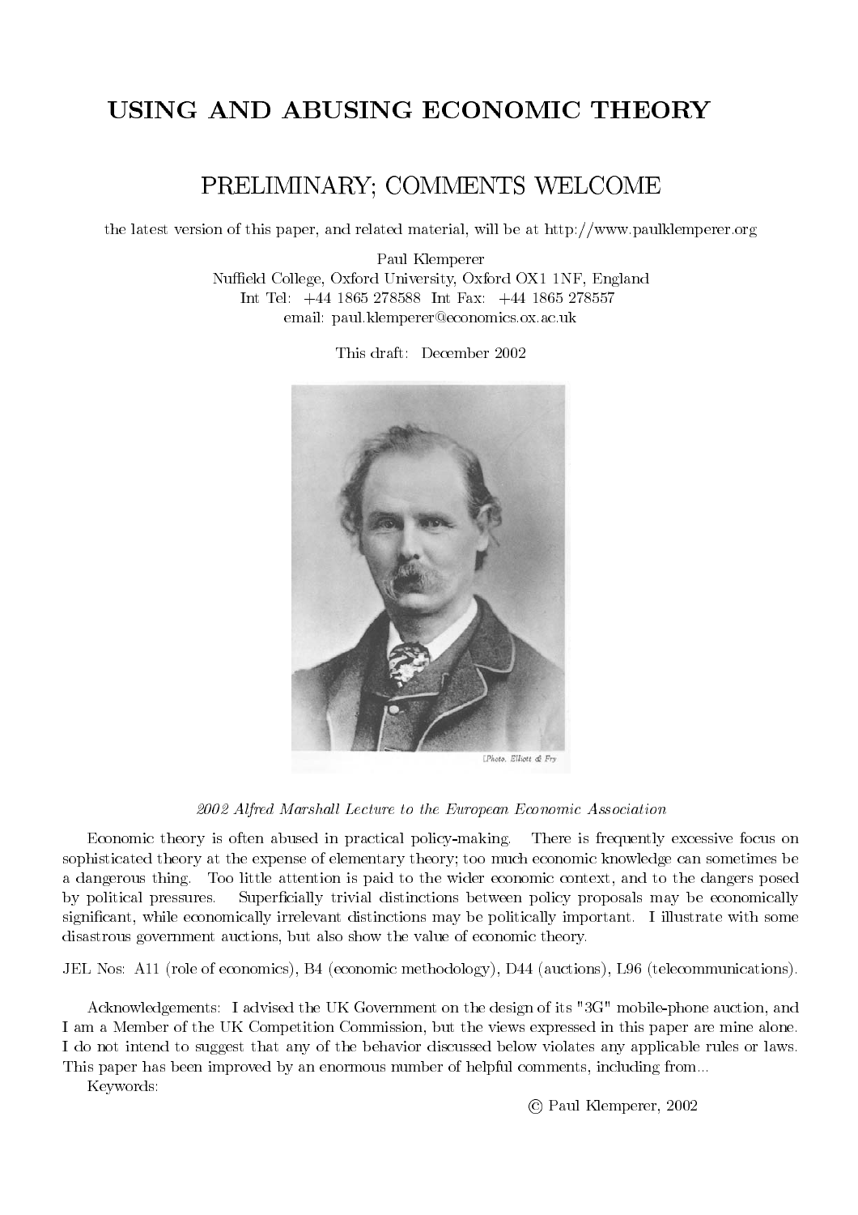# USING AND ABUSING ECONOMIC THEORY

## PRELIMINARY; COMMENTS WELCOME

the latest version of this paper, and related material, will be at http://www.paulklemperer.org

Paul Klemperer
Nuffield College, Oxford University, Oxford OX1 1NF, England
Int Tel: +44 1865 278588 Int Fax: +44 1865 278557
email: paul.klemperer@economics.ox.ac.uk

This draft: December 2002

[Photo, Elliott & Fry

*2002 Alfred Marshall Lecture to the European Economic Association*

Economic theory is often abused in practical policy-making. There is frequently excessive focus on sophisticated theory at the expense of elementary theory; too much economic knowledge can sometimes be a dangerous thing. Too little attention is paid to the wider economic context, and to the dangers posed by political pressures. Superficially trivial distinctions between policy proposals may be economically significant, while economically irrelevant distinctions may be politically important. I illustrate with some disastrous government auctions, but also show the value of economic theory.

JEL Nos: A11 (role of economics), B4 (economic methodology), D44 (auctions), L96 (telecommunications).

Acknowledgements: I advised the UK Government on the design of its "3G" mobile-phone auction, and I am a Member of the UK Competition Commission, but the views expressed in this paper are mine alone. I do not intend to suggest that any of the behavior discussed below violates any applicable rules or laws. This paper has been improved by an enormous number of helpful comments, including from...

Keywords:

© Paul Klemperer, 2002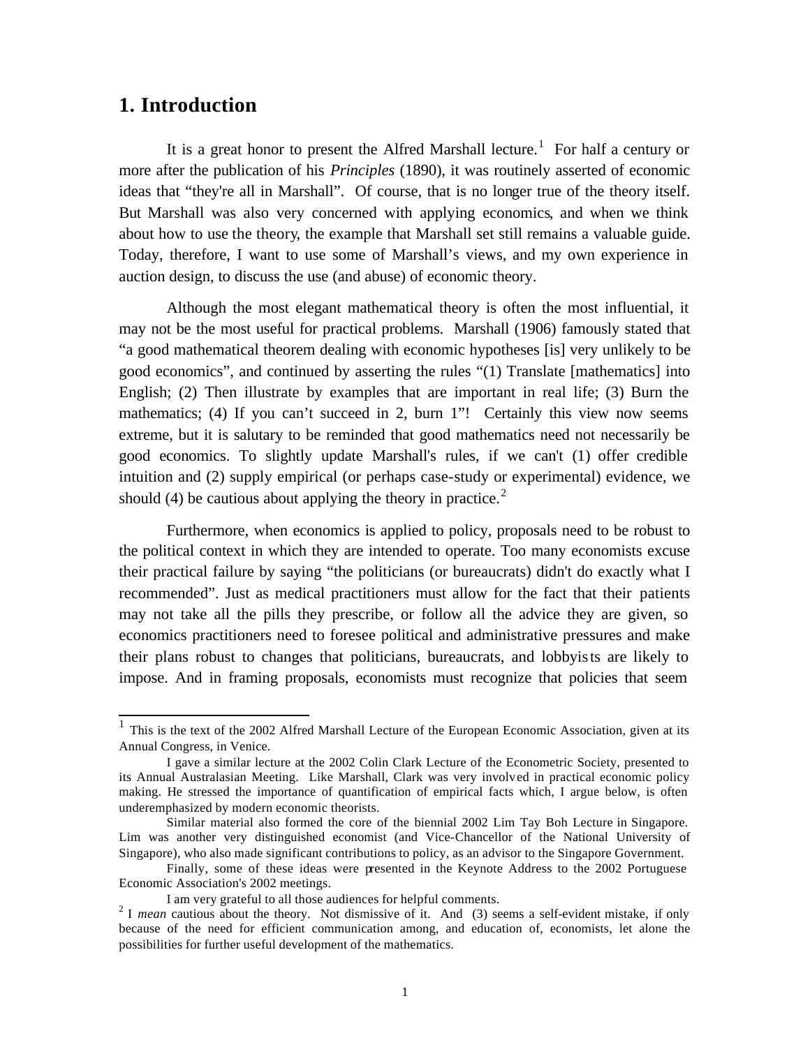# 1. Introduction

It is a great honor to present the Alfred Marshall lecture.[1] For half a century or more after the publication of his *Principles* (1890), it was routinely asserted of economic ideas that "they're all in Marshall". Of course, that is no longer true of the theory itself. But Marshall was also very concerned with applying economics, and when we think about how to use the theory, the example that Marshall set still remains a valuable guide. Today, therefore, I want to use some of Marshall's views, and my own experience in auction design, to discuss the use (and abuse) of economic theory.

Although the most elegant mathematical theory is often the most influential, it may not be the most useful for practical problems. Marshall (1906) famously stated that "a good mathematical theorem dealing with economic hypotheses [is] very unlikely to be good economics", and continued by asserting the rules "(1) Translate [mathematics] into English; (2) Then illustrate by examples that are important in real life; (3) Burn the mathematics; (4) If you can't succeed in 2, burn 1"! Certainly this view now seems extreme, but it is salutary to be reminded that good mathematics need not necessarily be good economics. To slightly update Marshall's rules, if we can't (1) offer credible intuition and (2) supply empirical (or perhaps case-study or experimental) evidence, we should (4) be cautious about applying the theory in practice.[2]

Furthermore, when economics is applied to policy, proposals need to be robust to the political context in which they are intended to operate. Too many economists excuse their practical failure by saying "the politicians (or bureaucrats) didn't do exactly what I recommended". Just as medical practitioners must allow for the fact that their patients may not take all the pills they prescribe, or follow all the advice they are given, so economics practitioners need to foresee political and administrative pressures and make their plans robust to changes that politicians, bureaucrats, and lobbyists are likely to impose. And in framing proposals, economists must recognize that policies that seem

---

[1] This is the text of the 2002 Alfred Marshall Lecture of the European Economic Association, given at its Annual Congress, in Venice.

I gave a similar lecture at the 2002 Colin Clark Lecture of the Econometric Society, presented to its Annual Australasian Meeting. Like Marshall, Clark was very involved in practical economic policy making. He stressed the importance of quantification of empirical facts which, I argue below, is often underemphasized by modern economic theorists.

Similar material also formed the core of the biennial 2002 Lim Tay Boh Lecture in Singapore. Lim was another very distinguished economist (and Vice-Chancellor of the National University of Singapore), who also made significant contributions to policy, as an advisor to the Singapore Government.

Finally, some of these ideas were presented in the Keynote Address to the 2002 Portuguese Economic Association's 2002 meetings.

I am very grateful to all those audiences for helpful comments.

[2] I *mean* cautious about the theory. Not dismissive of it. And (3) seems a self-evident mistake, if only because of the need for efficient communication among, and education of, economists, let alone the possibilities for further useful development of the mathematics.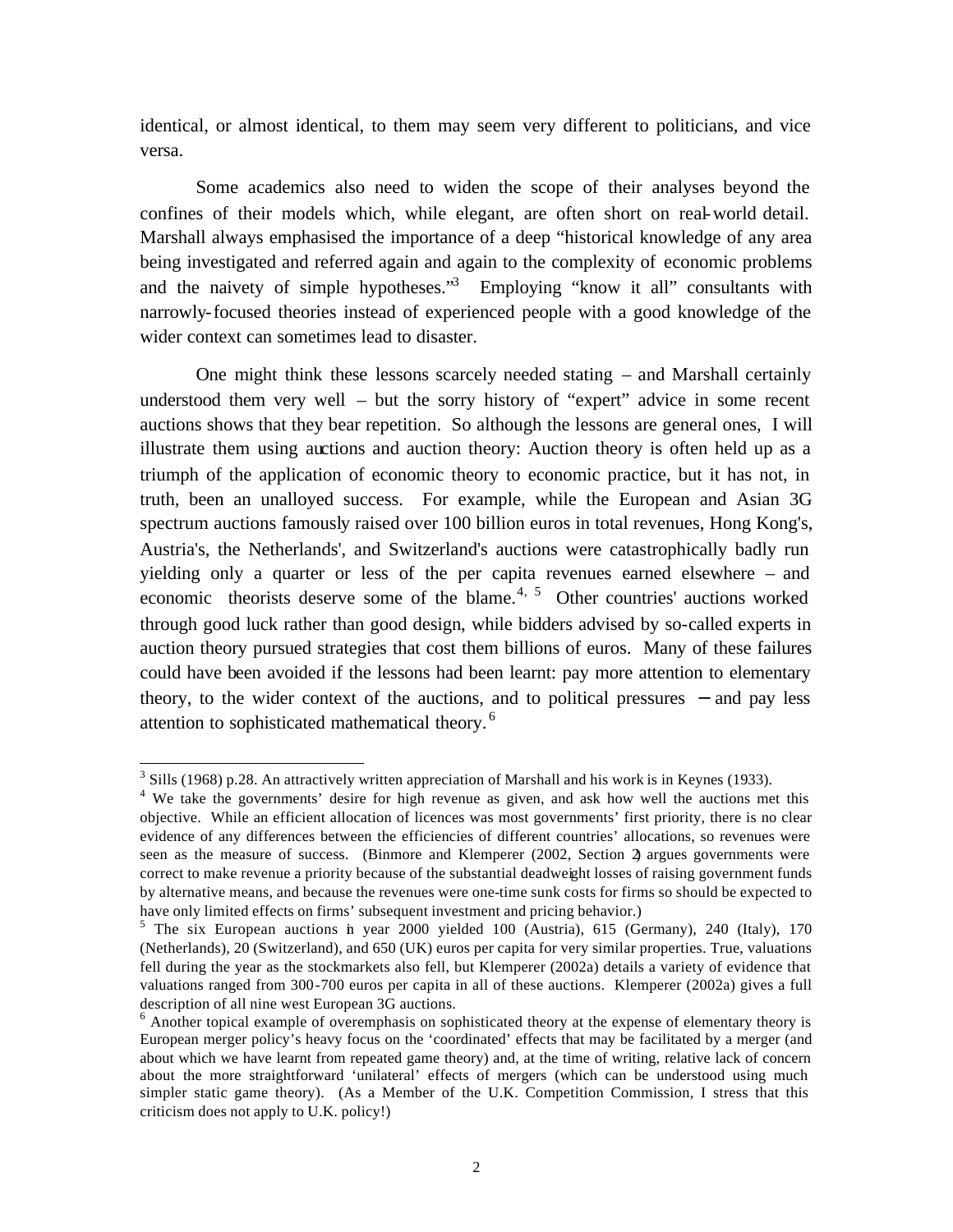identical, or almost identical, to them may seem very different to politicians, and vice versa.

Some academics also need to widen the scope of their analyses beyond the confines of their models which, while elegant, are often short on real-world detail. Marshall always emphasised the importance of a deep "historical knowledge of any area being investigated and referred again and again to the complexity of economic problems and the naivety of simple hypotheses."[3] Employing "know it all" consultants with narrowly-focused theories instead of experienced people with a good knowledge of the wider context can sometimes lead to disaster.

One might think these lessons scarcely needed stating – and Marshall certainly understood them very well – but the sorry history of "expert" advice in some recent auctions shows that they bear repetition. So although the lessons are general ones, I will illustrate them using auctions and auction theory: Auction theory is often held up as a triumph of the application of economic theory to economic practice, but it has not, in truth, been an unalloyed success. For example, while the European and Asian 3G spectrum auctions famously raised over 100 billion euros in total revenues, Hong Kong's, Austria's, the Netherlands', and Switzerland's auctions were catastrophically badly run yielding only a quarter or less of the per capita revenues earned elsewhere – and economic theorists deserve some of the blame.[4, 5] Other countries' auctions worked through good luck rather than good design, while bidders advised by so-called experts in auction theory pursued strategies that cost them billions of euros. Many of these failures could have been avoided if the lessons had been learnt: pay more attention to elementary theory, to the wider context of the auctions, and to political pressures – and pay less attention to sophisticated mathematical theory.[6]

---

[3] Sills (1968) p.28. An attractively written appreciation of Marshall and his work is in Keynes (1933).

[4] We take the governments' desire for high revenue as given, and ask how well the auctions met this objective. While an efficient allocation of licences was most governments' first priority, there is no clear evidence of any differences between the efficiencies of different countries' allocations, so revenues were seen as the measure of success. (Binmore and Klemperer (2002, Section 2) argues governments were correct to make revenue a priority because of the substantial deadweight losses of raising government funds by alternative means, and because the revenues were one-time sunk costs for firms so should be expected to have only limited effects on firms' subsequent investment and pricing behavior.)

[5] The six European auctions in year 2000 yielded 100 (Austria), 615 (Germany), 240 (Italy), 170 (Netherlands), 20 (Switzerland), and 650 (UK) euros per capita for very similar properties. True, valuations fell during the year as the stockmarkets also fell, but Klemperer (2002a) details a variety of evidence that valuations ranged from 300-700 euros per capita in all of these auctions. Klemperer (2002a) gives a full description of all nine west European 3G auctions.

[6] Another topical example of overemphasis on sophisticated theory at the expense of elementary theory is European merger policy's heavy focus on the 'coordinated' effects that may be facilitated by a merger (and about which we have learnt from repeated game theory) and, at the time of writing, relative lack of concern about the more straightforward 'unilateral' effects of mergers (which can be understood using much simpler static game theory). (As a Member of the U.K. Competition Commission, I stress that this criticism does not apply to U.K. policy!)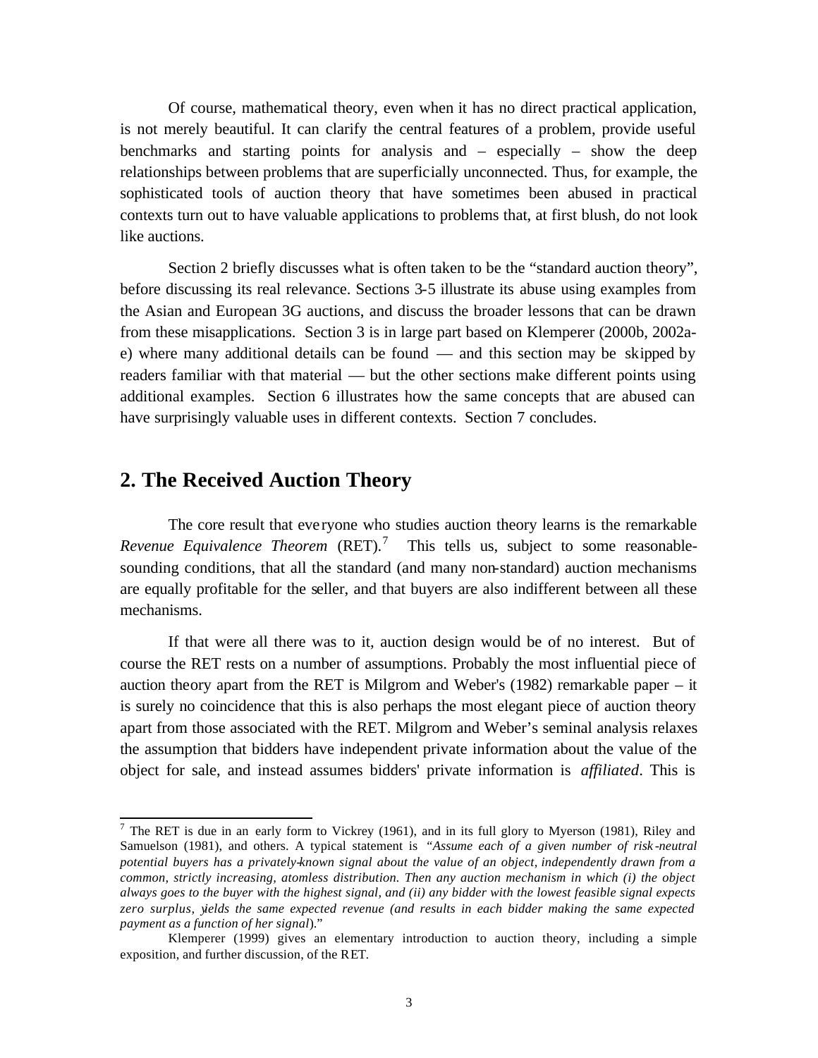Of course, mathematical theory, even when it has no direct practical application, is not merely beautiful. It can clarify the central features of a problem, provide useful benchmarks and starting points for analysis and – especially – show the deep relationships between problems that are superficially unconnected. Thus, for example, the sophisticated tools of auction theory that have sometimes been abused in practical contexts turn out to have valuable applications to problems that, at first blush, do not look like auctions.

Section 2 briefly discusses what is often taken to be the "standard auction theory", before discussing its real relevance. Sections 3-5 illustrate its abuse using examples from the Asian and European 3G auctions, and discuss the broader lessons that can be drawn from these misapplications. Section 3 is in large part based on Klemperer (2000b, 2002a-e) where many additional details can be found — and this section may be skipped by readers familiar with that material — but the other sections make different points using additional examples. Section 6 illustrates how the same concepts that are abused can have surprisingly valuable uses in different contexts. Section 7 concludes.

## 2. The Received Auction Theory

The core result that everyone who studies auction theory learns is the remarkable *Revenue Equivalence Theorem* (RET).[7] This tells us, subject to some reasonable-sounding conditions, that all the standard (and many non-standard) auction mechanisms are equally profitable for the seller, and that buyers are also indifferent between all these mechanisms.

If that were all there was to it, auction design would be of no interest. But of course the RET rests on a number of assumptions. Probably the most influential piece of auction theory apart from the RET is Milgrom and Weber's (1982) remarkable paper – it is surely no coincidence that this is also perhaps the most elegant piece of auction theory apart from those associated with the RET. Milgrom and Weber's seminal analysis relaxes the assumption that bidders have independent private information about the value of the object for sale, and instead assumes bidders' private information is *affiliated*. This is

---

[7] The RET is due in an early form to Vickrey (1961), and in its full glory to Myerson (1981), Riley and Samuelson (1981), and others. A typical statement is *"Assume each of a given number of risk-neutral potential buyers has a privately-known signal about the value of an object, independently drawn from a common, strictly increasing, atomless distribution. Then any auction mechanism in which (i) the object always goes to the buyer with the highest signal, and (ii) any bidder with the lowest feasible signal expects zero surplus, yields the same expected revenue (and results in each bidder making the same expected payment as a function of her signal).*"

Klemperer (1999) gives an elementary introduction to auction theory, including a simple exposition, and further discussion, of the RET.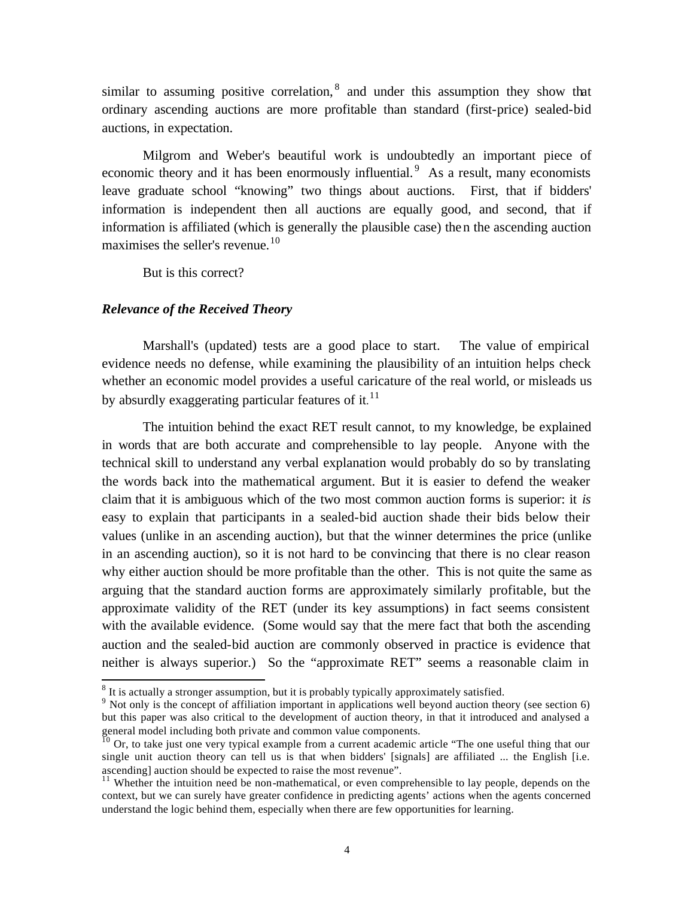similar to assuming positive correlation,[8] and under this assumption they show that ordinary ascending auctions are more profitable than standard (first-price) sealed-bid auctions, in expectation.

Milgrom and Weber's beautiful work is undoubtedly an important piece of economic theory and it has been enormously influential.[9] As a result, many economists leave graduate school "knowing" two things about auctions. First, that if bidders' information is independent then all auctions are equally good, and second, that if information is affiliated (which is generally the plausible case) then the ascending auction maximises the seller's revenue.[10]

But is this correct?

### *Relevance of the Received Theory*

Marshall's (updated) tests are a good place to start. The value of empirical evidence needs no defense, while examining the plausibility of an intuition helps check whether an economic model provides a useful caricature of the real world, or misleads us by absurdly exaggerating particular features of it.[11]

The intuition behind the exact RET result cannot, to my knowledge, be explained in words that are both accurate and comprehensible to lay people. Anyone with the technical skill to understand any verbal explanation would probably do so by translating the words back into the mathematical argument. But it is easier to defend the weaker claim that it is ambiguous which of the two most common auction forms is superior: it *is* easy to explain that participants in a sealed-bid auction shade their bids below their values (unlike in an ascending auction), but that the winner determines the price (unlike in an ascending auction), so it is not hard to be convincing that there is no clear reason why either auction should be more profitable than the other. This is not quite the same as arguing that the standard auction forms are approximately similarly profitable, but the approximate validity of the RET (under its key assumptions) in fact seems consistent with the available evidence. (Some would say that the mere fact that both the ascending auction and the sealed-bid auction are commonly observed in practice is evidence that neither is always superior.) So the "approximate RET" seems a reasonable claim in

---

[8] It is actually a stronger assumption, but it is probably typically approximately satisfied.

[9] Not only is the concept of affiliation important in applications well beyond auction theory (see section 6) but this paper was also critical to the development of auction theory, in that it introduced and analysed a general model including both private and common value components.

[10] Or, to take just one very typical example from a current academic article "The one useful thing that our single unit auction theory can tell us is that when bidders' [signals] are affiliated ... the English [i.e. ascending] auction should be expected to raise the most revenue".

[11] Whether the intuition need be non-mathematical, or even comprehensible to lay people, depends on the context, but we can surely have greater confidence in predicting agents' actions when the agents concerned understand the logic behind them, especially when there are few opportunities for learning.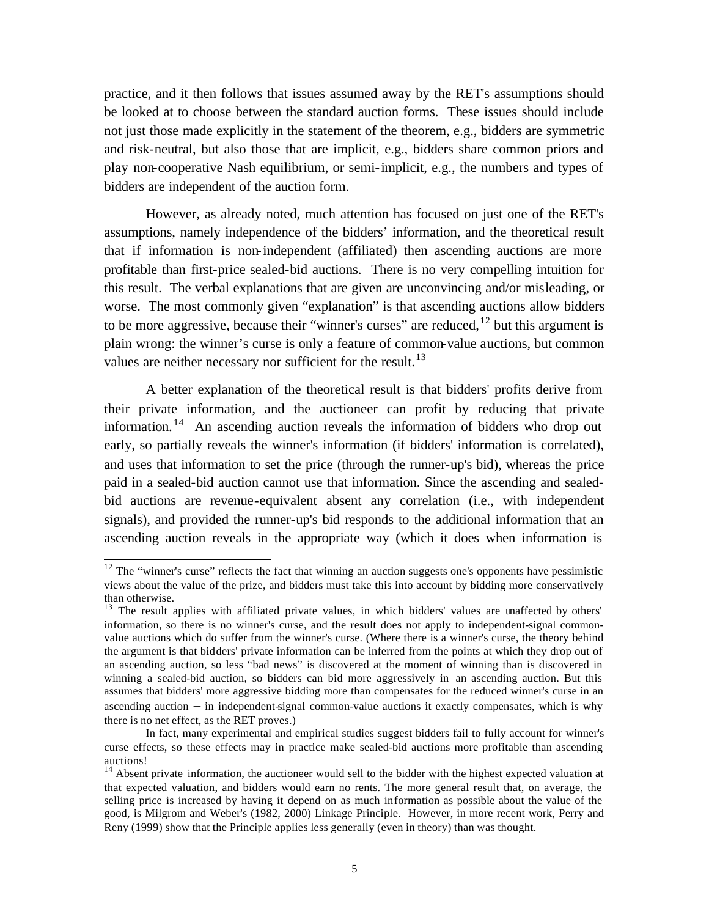practice, and it then follows that issues assumed away by the RET's assumptions should be looked at to choose between the standard auction forms. These issues should include not just those made explicitly in the statement of the theorem, e.g., bidders are symmetric and risk-neutral, but also those that are implicit, e.g., bidders share common priors and play non-cooperative Nash equilibrium, or semi-implicit, e.g., the numbers and types of bidders are independent of the auction form.

However, as already noted, much attention has focused on just one of the RET's assumptions, namely independence of the bidders' information, and the theoretical result that if information is non-independent (affiliated) then ascending auctions are more profitable than first-price sealed-bid auctions. There is no very compelling intuition for this result. The verbal explanations that are given are unconvincing and/or misleading, or worse. The most commonly given "explanation" is that ascending auctions allow bidders to be more aggressive, because their "winner's curses" are reduced,[12] but this argument is plain wrong: the winner's curse is only a feature of common-value auctions, but common values are neither necessary nor sufficient for the result.[13]

A better explanation of the theoretical result is that bidders' profits derive from their private information, and the auctioneer can profit by reducing that private information.[14] An ascending auction reveals the information of bidders who drop out early, so partially reveals the winner's information (if bidders' information is correlated), and uses that information to set the price (through the runner-up's bid), whereas the price paid in a sealed-bid auction cannot use that information. Since the ascending and sealed-bid auctions are revenue-equivalent absent any correlation (i.e., with independent signals), and provided the runner-up's bid responds to the additional information that an ascending auction reveals in the appropriate way (which it does when information is

---

[12] The "winner's curse" reflects the fact that winning an auction suggests one's opponents have pessimistic views about the value of the prize, and bidders must take this into account by bidding more conservatively than otherwise.

[13] The result applies with affiliated private values, in which bidders' values are unaffected by others' information, so there is no winner's curse, and the result does not apply to independent-signal common-value auctions which do suffer from the winner's curse. (Where there is a winner's curse, the theory behind the argument is that bidders' private information can be inferred from the points at which they drop out of an ascending auction, so less "bad news" is discovered at the moment of winning than is discovered in winning a sealed-bid auction, so bidders can bid more aggressively in an ascending auction. But this assumes that bidders' more aggressive bidding more than compensates for the reduced winner's curse in an ascending auction – in independent-signal common-value auctions it exactly compensates, which is why there is no net effect, as the RET proves.)

In fact, many experimental and empirical studies suggest bidders fail to fully account for winner's curse effects, so these effects may in practice make sealed-bid auctions more profitable than ascending auctions!

[14] Absent private information, the auctioneer would sell to the bidder with the highest expected valuation at that expected valuation, and bidders would earn no rents. The more general result that, on average, the selling price is increased by having it depend on as much information as possible about the value of the good, is Milgrom and Weber's (1982, 2000) Linkage Principle. However, in more recent work, Perry and Reny (1999) show that the Principle applies less generally (even in theory) than was thought.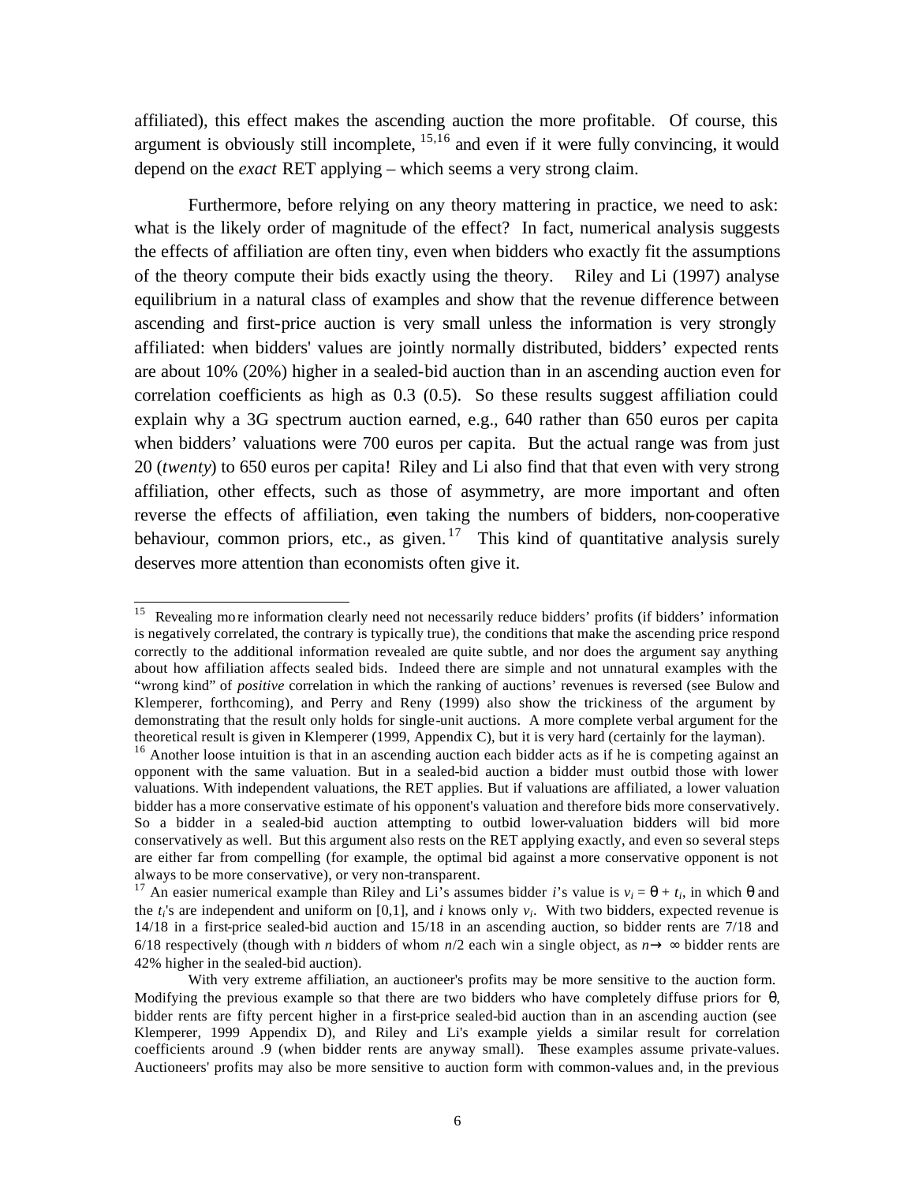affiliated), this effect makes the ascending auction the more profitable. Of course, this argument is obviously still incomplete, [15,16] and even if it were fully convincing, it would depend on the *exact* RET applying – which seems a very strong claim.

Furthermore, before relying on any theory mattering in practice, we need to ask: what is the likely order of magnitude of the effect? In fact, numerical analysis suggests the effects of affiliation are often tiny, even when bidders who exactly fit the assumptions of the theory compute their bids exactly using the theory. Riley and Li (1997) analyse equilibrium in a natural class of examples and show that the revenue difference between ascending and first-price auction is very small unless the information is very strongly affiliated: when bidders' values are jointly normally distributed, bidders' expected rents are about 10% (20%) higher in a sealed-bid auction than in an ascending auction even for correlation coefficients as high as 0.3 (0.5). So these results suggest affiliation could explain why a 3G spectrum auction earned, e.g., 640 rather than 650 euros per capita when bidders' valuations were 700 euros per capita. But the actual range was from just 20 (*twenty*) to 650 euros per capita! Riley and Li also find that that even with very strong affiliation, other effects, such as those of asymmetry, are more important and often reverse the effects of affiliation, even taking the numbers of bidders, non-cooperative behaviour, common priors, etc., as given.[17] This kind of quantitative analysis surely deserves more attention than economists often give it.

---

[15] Revealing more information clearly need not necessarily reduce bidders' profits (if bidders' information is negatively correlated, the contrary is typically true), the conditions that make the ascending price respond correctly to the additional information revealed are quite subtle, and nor does the argument say anything about how affiliation affects sealed bids. Indeed there are simple and not unnatural examples with the "wrong kind" of *positive* correlation in which the ranking of auctions' revenues is reversed (see Bulow and Klemperer, forthcoming), and Perry and Reny (1999) also show the trickiness of the argument by demonstrating that the result only holds for single-unit auctions. A more complete verbal argument for the theoretical result is given in Klemperer (1999, Appendix C), but it is very hard (certainly for the layman).

[16] Another loose intuition is that in an ascending auction each bidder acts as if he is competing against an opponent with the same valuation. But in a sealed-bid auction a bidder must outbid those with lower valuations. With independent valuations, the RET applies. But if valuations are affiliated, a lower valuation bidder has a more conservative estimate of his opponent's valuation and therefore bids more conservatively. So a bidder in a sealed-bid auction attempting to outbid lower-valuation bidders will bid more conservatively as well. But this argument also rests on the RET applying exactly, and even so several steps are either far from compelling (for example, the optimal bid against a more conservative opponent is not always to be more conservative), or very non-transparent.

[17] An easier numerical example than Riley and Li's assumes bidder $i$'s value is $v_i = \theta + t_i$, in which $\theta$ and the $t_i$'s are independent and uniform on [0,1], and $i$ knows only $v_i$. With two bidders, expected revenue is 14/18 in a first-price sealed-bid auction and 15/18 in an ascending auction, so bidder rents are 7/18 and 6/18 respectively (though with $n$ bidders of whom $n/2$ each win a single object, as $n \to \infty$ bidder rents are 42% higher in the sealed-bid auction).

With very extreme affiliation, an auctioneer's profits may be more sensitive to the auction form. Modifying the previous example so that there are two bidders who have completely diffuse priors for $\theta$, bidder rents are fifty percent higher in a first-price sealed-bid auction than in an ascending auction (see Klemperer, 1999 Appendix D), and Riley and Li's example yields a similar result for correlation coefficients around .9 (when bidder rents are anyway small). These examples assume private-values. Auctioneers' profits may also be more sensitive to auction form with common-values and, in the previous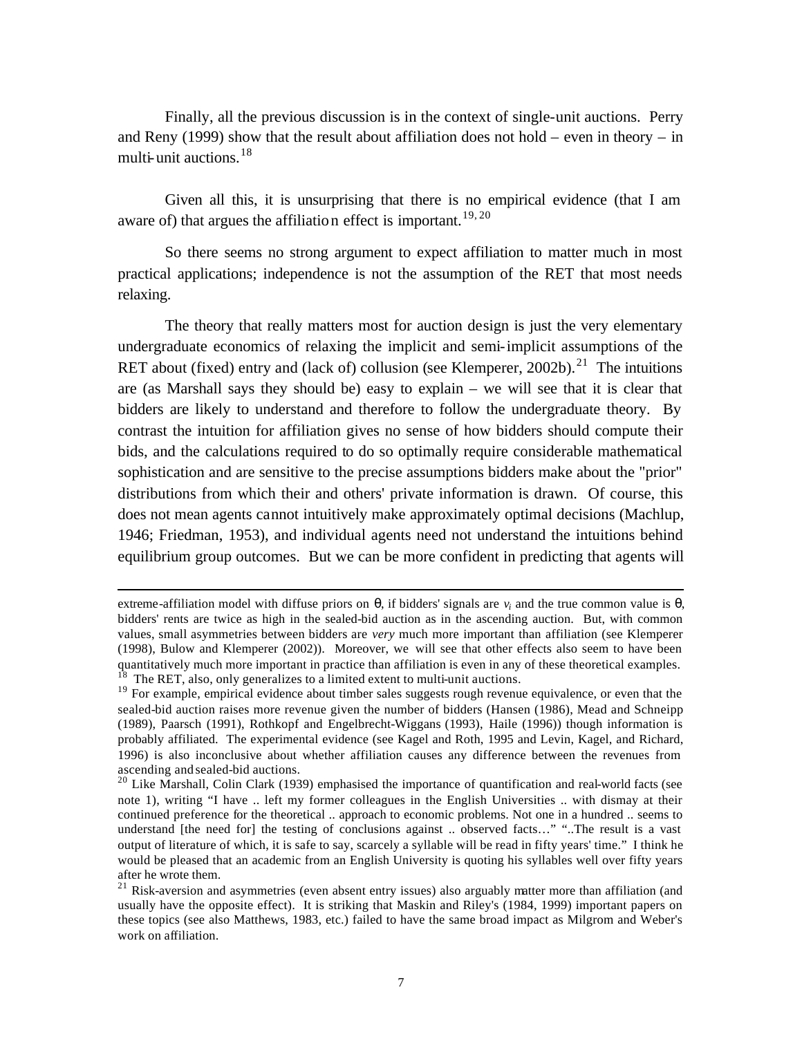Finally, all the previous discussion is in the context of single-unit auctions. Perry and Reny (1999) show that the result about affiliation does not hold – even in theory – in multi-unit auctions.[18]

Given all this, it is unsurprising that there is no empirical evidence (that I am aware of) that argues the affiliation effect is important.[19, 20]

So there seems no strong argument to expect affiliation to matter much in most practical applications; independence is not the assumption of the RET that most needs relaxing.

The theory that really matters most for auction design is just the very elementary undergraduate economics of relaxing the implicit and semi-implicit assumptions of the RET about (fixed) entry and (lack of) collusion (see Klemperer, 2002b).[21] The intuitions are (as Marshall says they should be) easy to explain – we will see that it is clear that bidders are likely to understand and therefore to follow the undergraduate theory. By contrast the intuition for affiliation gives no sense of how bidders should compute their bids, and the calculations required to do so optimally require considerable mathematical sophistication and are sensitive to the precise assumptions bidders make about the "prior" distributions from which their and others' private information is drawn. Of course, this does not mean agents cannot intuitively make approximately optimal decisions (Machlup, 1946; Friedman, 1953), and individual agents need not understand the intuitions behind equilibrium group outcomes. But we can be more confident in predicting that agents will

---

extreme-affiliation model with diffuse priors on $\theta$, if bidders' signals are $v_i$ and the true common value is $\theta$, bidders' rents are twice as high in the sealed-bid auction as in the ascending auction. But, with common values, small asymmetries between bidders are *very* much more important than affiliation (see Klemperer (1998), Bulow and Klemperer (2002)). Moreover, we will see that other effects also seem to have been quantitatively much more important in practice than affiliation is even in any of these theoretical examples.

[18] The RET, also, only generalizes to a limited extent to multi-unit auctions.

[19] For example, empirical evidence about timber sales suggests rough revenue equivalence, or even that the sealed-bid auction raises more revenue given the number of bidders (Hansen (1986), Mead and Schneipp (1989), Paarsch (1991), Rothkopf and Engelbrecht-Wiggans (1993), Haile (1996)) though information is probably affiliated. The experimental evidence (see Kagel and Roth, 1995 and Levin, Kagel, and Richard, 1996) is also inconclusive about whether affiliation causes any difference between the revenues from ascending and sealed-bid auctions.

[20] Like Marshall, Colin Clark (1939) emphasised the importance of quantification and real-world facts (see note 1), writing "I have .. left my former colleagues in the English Universities .. with dismay at their continued preference for the theoretical .. approach to economic problems. Not one in a hundred .. seems to understand [the need for] the testing of conclusions against .. observed facts…" "..The result is a vast output of literature of which, it is safe to say, scarcely a syllable will be read in fifty years' time." I think he would be pleased that an academic from an English University is quoting his syllables well over fifty years after he wrote them.

[21] Risk-aversion and asymmetries (even absent entry issues) also arguably matter more than affiliation (and usually have the opposite effect). It is striking that Maskin and Riley's (1984, 1999) important papers on these topics (see also Matthews, 1983, etc.) failed to have the same broad impact as Milgrom and Weber's work on affiliation.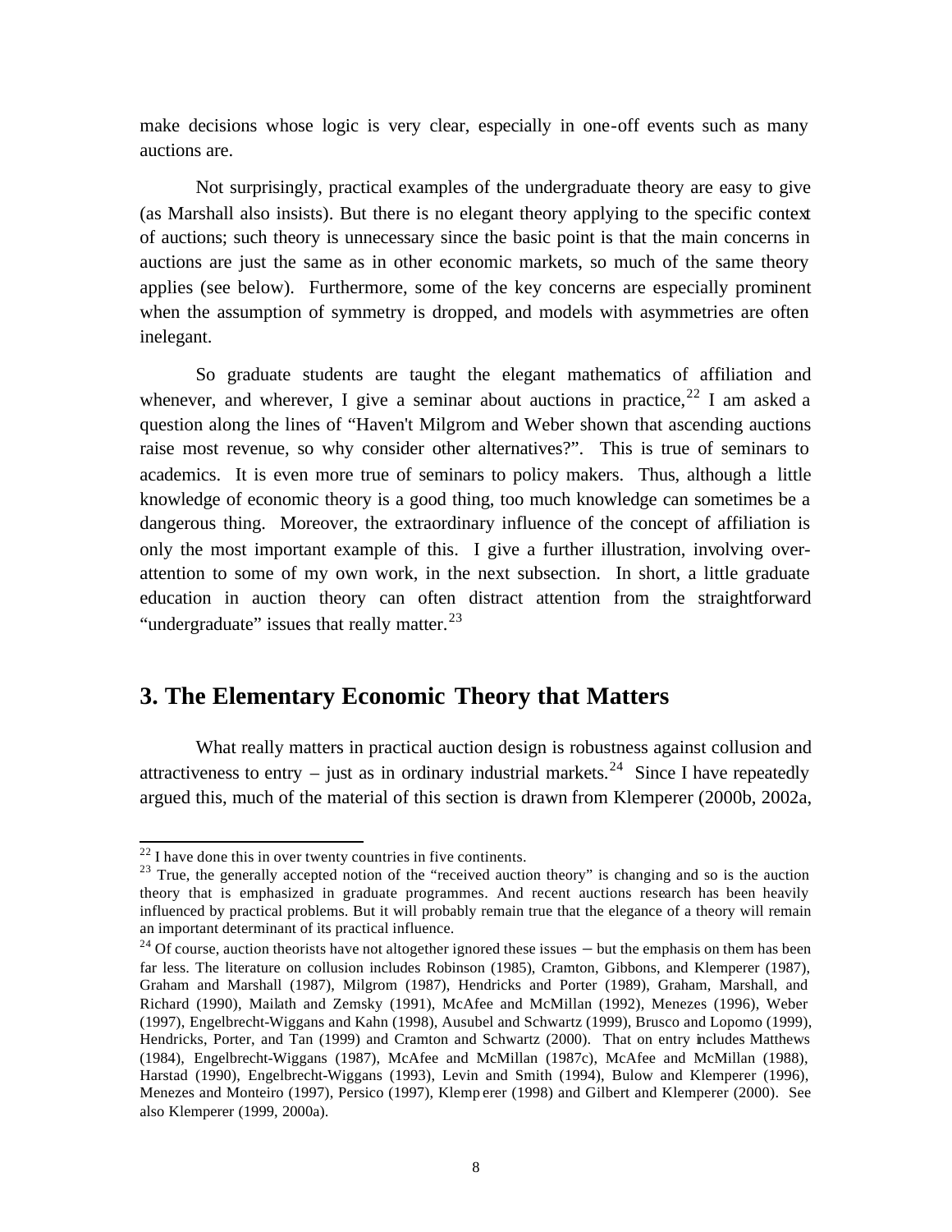make decisions whose logic is very clear, especially in one-off events such as many auctions are.

Not surprisingly, practical examples of the undergraduate theory are easy to give (as Marshall also insists). But there is no elegant theory applying to the specific context of auctions; such theory is unnecessary since the basic point is that the main concerns in auctions are just the same as in other economic markets, so much of the same theory applies (see below). Furthermore, some of the key concerns are especially prominent when the assumption of symmetry is dropped, and models with asymmetries are often inelegant.

So graduate students are taught the elegant mathematics of affiliation and whenever, and wherever, I give a seminar about auctions in practice,[22] I am asked a question along the lines of "Haven't Milgrom and Weber shown that ascending auctions raise most revenue, so why consider other alternatives?". This is true of seminars to academics. It is even more true of seminars to policy makers. Thus, although a little knowledge of economic theory is a good thing, too much knowledge can sometimes be a dangerous thing. Moreover, the extraordinary influence of the concept of affiliation is only the most important example of this. I give a further illustration, involving over-attention to some of my own work, in the next subsection. In short, a little graduate education in auction theory can often distract attention from the straightforward "undergraduate" issues that really matter.[23]

## 3. The Elementary Economic Theory that Matters

What really matters in practical auction design is robustness against collusion and attractiveness to entry – just as in ordinary industrial markets.[24] Since I have repeatedly argued this, much of the material of this section is drawn from Klemperer (2000b, 2002a,

---

[22] I have done this in over twenty countries in five continents.

[23] True, the generally accepted notion of the "received auction theory" is changing and so is the auction theory that is emphasized in graduate programmes. And recent auctions research has been heavily influenced by practical problems. But it will probably remain true that the elegance of a theory will remain an important determinant of its practical influence.

[24] Of course, auction theorists have not altogether ignored these issues – but the emphasis on them has been far less. The literature on collusion includes Robinson (1985), Cramton, Gibbons, and Klemperer (1987), Graham and Marshall (1987), Milgrom (1987), Hendricks and Porter (1989), Graham, Marshall, and Richard (1990), Mailath and Zemsky (1991), McAfee and McMillan (1992), Menezes (1996), Weber (1997), Engelbrecht-Wiggans and Kahn (1998), Ausubel and Schwartz (1999), Brusco and Lopomo (1999), Hendricks, Porter, and Tan (1999) and Cramton and Schwartz (2000). That on entry includes Matthews (1984), Engelbrecht-Wiggans (1987), McAfee and McMillan (1987c), McAfee and McMillan (1988), Harstad (1990), Engelbrecht-Wiggans (1993), Levin and Smith (1994), Bulow and Klemperer (1996), Menezes and Monteiro (1997), Persico (1997), Klemperer (1998) and Gilbert and Klemperer (2000). See also Klemperer (1999, 2000a).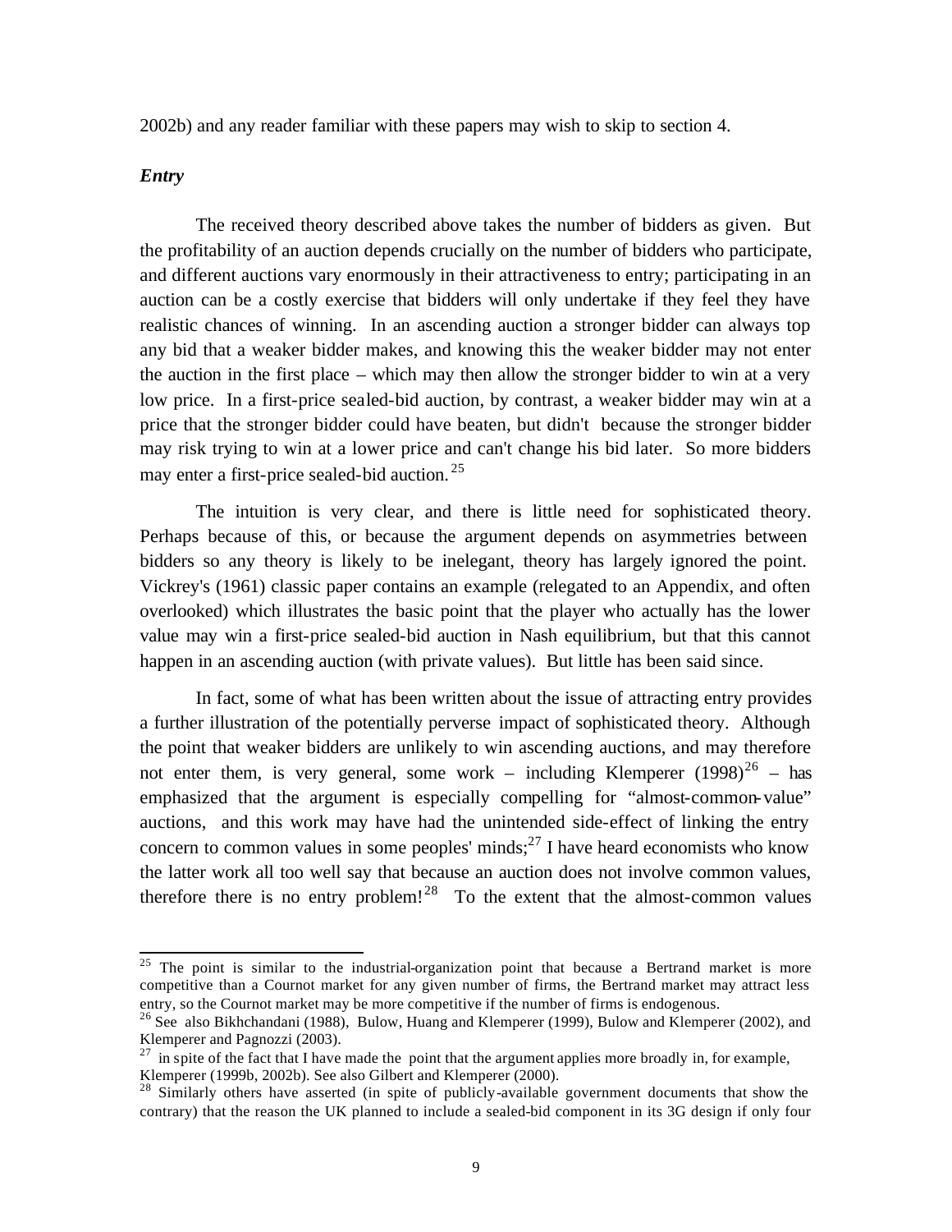2002b) and any reader familiar with these papers may wish to skip to section 4.

***Entry***

The received theory described above takes the number of bidders as given. But the profitability of an auction depends crucially on the number of bidders who participate, and different auctions vary enormously in their attractiveness to entry; participating in an auction can be a costly exercise that bidders will only undertake if they feel they have realistic chances of winning. In an ascending auction a stronger bidder can always top any bid that a weaker bidder makes, and knowing this the weaker bidder may not enter the auction in the first place – which may then allow the stronger bidder to win at a very low price. In a first-price sealed-bid auction, by contrast, a weaker bidder may win at a price that the stronger bidder could have beaten, but didn't because the stronger bidder may risk trying to win at a lower price and can't change his bid later. So more bidders may enter a first-price sealed-bid auction.[25]

The intuition is very clear, and there is little need for sophisticated theory. Perhaps because of this, or because the argument depends on asymmetries between bidders so any theory is likely to be inelegant, theory has largely ignored the point. Vickrey's (1961) classic paper contains an example (relegated to an Appendix, and often overlooked) which illustrates the basic point that the player who actually has the lower value may win a first-price sealed-bid auction in Nash equilibrium, but that this cannot happen in an ascending auction (with private values). But little has been said since.

In fact, some of what has been written about the issue of attracting entry provides a further illustration of the potentially perverse impact of sophisticated theory. Although the point that weaker bidders are unlikely to win ascending auctions, and may therefore not enter them, is very general, some work – including Klemperer (1998)[26] – has emphasized that the argument is especially compelling for "almost-common-value" auctions, and this work may have had the unintended side-effect of linking the entry concern to common values in some peoples' minds;[27] I have heard economists who know the latter work all too well say that because an auction does not involve common values, therefore there is no entry problem![28] To the extent that the almost-common values

[25] The point is similar to the industrial-organization point that because a Bertrand market is more competitive than a Cournot market for any given number of firms, the Bertrand market may attract less entry, so the Cournot market may be more competitive if the number of firms is endogenous.

[26] See also Bikhchandani (1988), Bulow, Huang and Klemperer (1999), Bulow and Klemperer (2002), and Klemperer and Pagnozzi (2003).

[27] in spite of the fact that I have made the point that the argument applies more broadly in, for example, Klemperer (1999b, 2002b). See also Gilbert and Klemperer (2000).

[28] Similarly others have asserted (in spite of publicly-available government documents that show the contrary) that the reason the UK planned to include a sealed-bid component in its 3G design if only four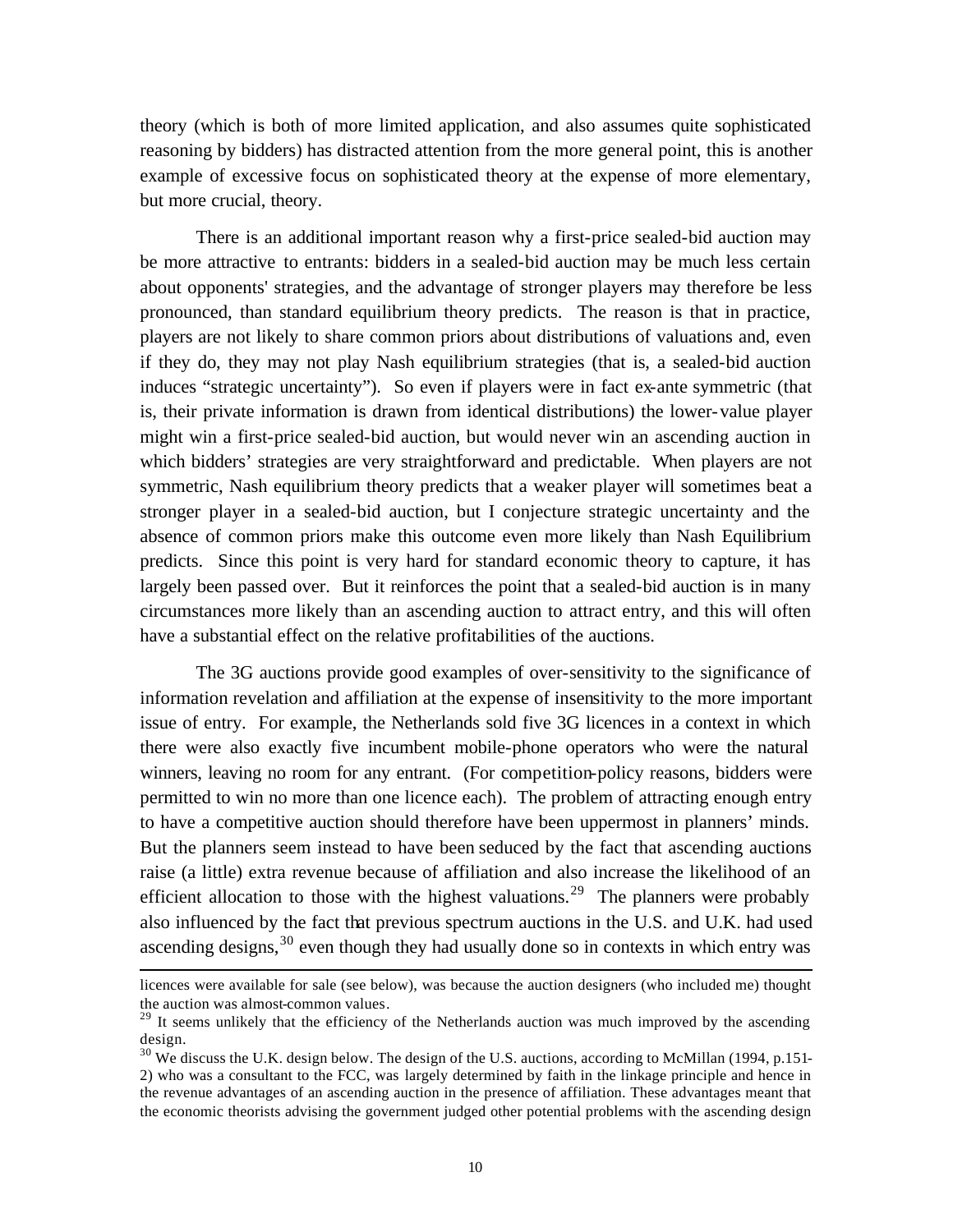theory (which is both of more limited application, and also assumes quite sophisticated reasoning by bidders) has distracted attention from the more general point, this is another example of excessive focus on sophisticated theory at the expense of more elementary, but more crucial, theory.

There is an additional important reason why a first-price sealed-bid auction may be more attractive to entrants: bidders in a sealed-bid auction may be much less certain about opponents' strategies, and the advantage of stronger players may therefore be less pronounced, than standard equilibrium theory predicts. The reason is that in practice, players are not likely to share common priors about distributions of valuations and, even if they do, they may not play Nash equilibrium strategies (that is, a sealed-bid auction induces "strategic uncertainty"). So even if players were in fact ex-ante symmetric (that is, their private information is drawn from identical distributions) the lower-value player might win a first-price sealed-bid auction, but would never win an ascending auction in which bidders' strategies are very straightforward and predictable. When players are not symmetric, Nash equilibrium theory predicts that a weaker player will sometimes beat a stronger player in a sealed-bid auction, but I conjecture strategic uncertainty and the absence of common priors make this outcome even more likely than Nash Equilibrium predicts. Since this point is very hard for standard economic theory to capture, it has largely been passed over. But it reinforces the point that a sealed-bid auction is in many circumstances more likely than an ascending auction to attract entry, and this will often have a substantial effect on the relative profitabilities of the auctions.

The 3G auctions provide good examples of over-sensitivity to the significance of information revelation and affiliation at the expense of insensitivity to the more important issue of entry. For example, the Netherlands sold five 3G licences in a context in which there were also exactly five incumbent mobile-phone operators who were the natural winners, leaving no room for any entrant. (For competition-policy reasons, bidders were permitted to win no more than one licence each). The problem of attracting enough entry to have a competitive auction should therefore have been uppermost in planners' minds. But the planners seem instead to have been seduced by the fact that ascending auctions raise (a little) extra revenue because of affiliation and also increase the likelihood of an efficient allocation to those with the highest valuations.[29] The planners were probably also influenced by the fact that previous spectrum auctions in the U.S. and U.K. had used ascending designs,[30] even though they had usually done so in contexts in which entry was

---

licences were available for sale (see below), was because the auction designers (who included me) thought the auction was almost-common values.

[29] It seems unlikely that the efficiency of the Netherlands auction was much improved by the ascending design.

[30] We discuss the U.K. design below. The design of the U.S. auctions, according to McMillan (1994, p.151-2) who was a consultant to the FCC, was largely determined by faith in the linkage principle and hence in the revenue advantages of an ascending auction in the presence of affiliation. These advantages meant that the economic theorists advising the government judged other potential problems with the ascending design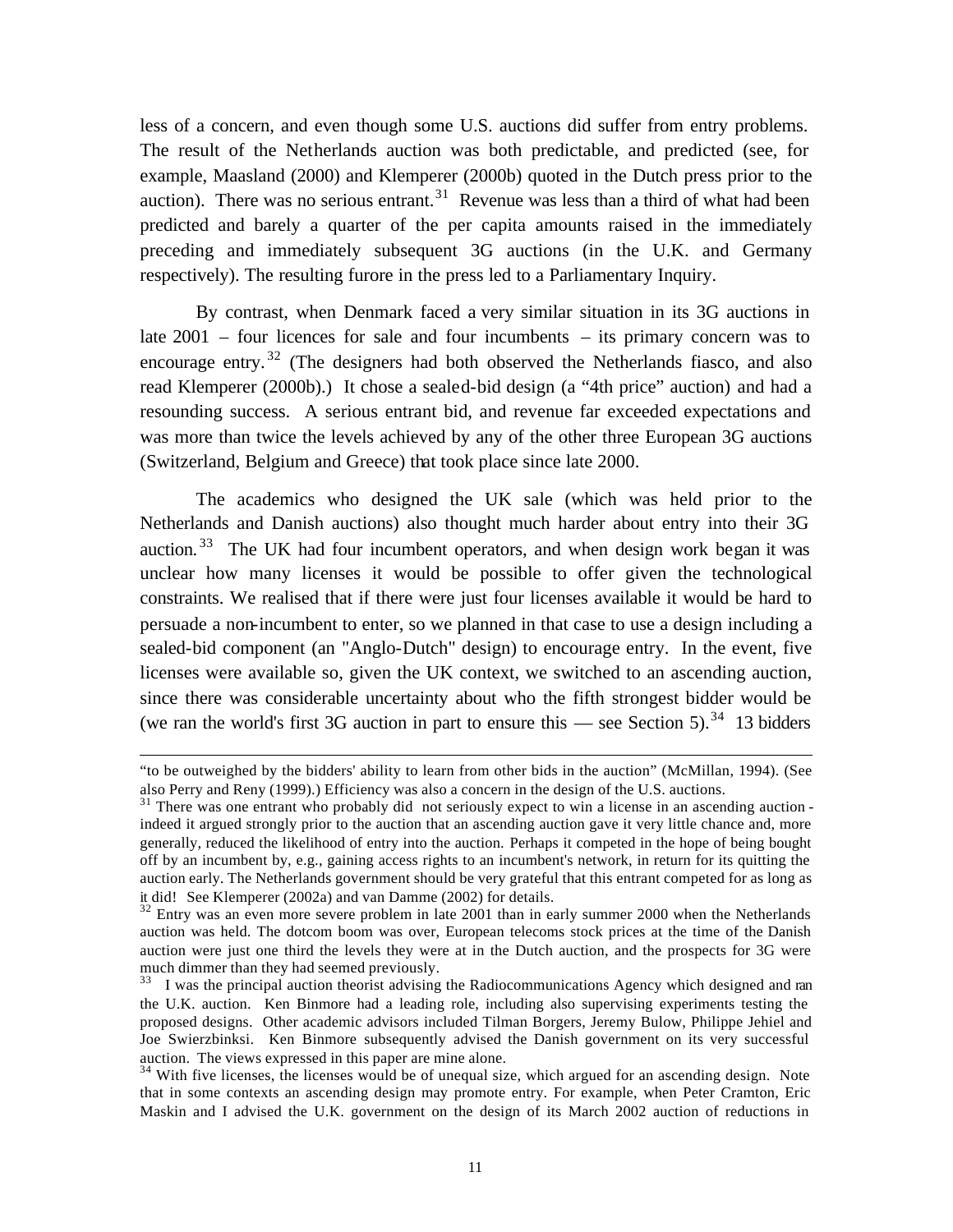less of a concern, and even though some U.S. auctions did suffer from entry problems. The result of the Netherlands auction was both predictable, and predicted (see, for example, Maasland (2000) and Klemperer (2000b) quoted in the Dutch press prior to the auction). There was no serious entrant.[31] Revenue was less than a third of what had been predicted and barely a quarter of the per capita amounts raised in the immediately preceding and immediately subsequent 3G auctions (in the U.K. and Germany respectively). The resulting furore in the press led to a Parliamentary Inquiry.

By contrast, when Denmark faced a very similar situation in its 3G auctions in late 2001 – four licences for sale and four incumbents – its primary concern was to encourage entry.[32] (The designers had both observed the Netherlands fiasco, and also read Klemperer (2000b).) It chose a sealed-bid design (a "4th price" auction) and had a resounding success. A serious entrant bid, and revenue far exceeded expectations and was more than twice the levels achieved by any of the other three European 3G auctions (Switzerland, Belgium and Greece) that took place since late 2000.

The academics who designed the UK sale (which was held prior to the Netherlands and Danish auctions) also thought much harder about entry into their 3G auction.[33] The UK had four incumbent operators, and when design work began it was unclear how many licenses it would be possible to offer given the technological constraints. We realised that if there were just four licenses available it would be hard to persuade a non-incumbent to enter, so we planned in that case to use a design including a sealed-bid component (an "Anglo-Dutch" design) to encourage entry. In the event, five licenses were available so, given the UK context, we switched to an ascending auction, since there was considerable uncertainty about who the fifth strongest bidder would be (we ran the world's first 3G auction in part to ensure this — see Section 5).[34] 13 bidders

---

"to be outweighed by the bidders' ability to learn from other bids in the auction" (McMillan, 1994). (See also Perry and Reny (1999).) Efficiency was also a concern in the design of the U.S. auctions.

[31] There was one entrant who probably did not seriously expect to win a license in an ascending auction - indeed it argued strongly prior to the auction that an ascending auction gave it very little chance and, more generally, reduced the likelihood of entry into the auction. Perhaps it competed in the hope of being bought off by an incumbent by, e.g., gaining access rights to an incumbent's network, in return for its quitting the auction early. The Netherlands government should be very grateful that this entrant competed for as long as it did! See Klemperer (2002a) and van Damme (2002) for details.

[32] Entry was an even more severe problem in late 2001 than in early summer 2000 when the Netherlands auction was held. The dotcom boom was over, European telecoms stock prices at the time of the Danish auction were just one third the levels they were at in the Dutch auction, and the prospects for 3G were much dimmer than they had seemed previously.

[33] I was the principal auction theorist advising the Radiocommunications Agency which designed and ran the U.K. auction. Ken Binmore had a leading role, including also supervising experiments testing the proposed designs. Other academic advisors included Tilman Borgers, Jeremy Bulow, Philippe Jehiel and Joe Swierzbinksi. Ken Binmore subsequently advised the Danish government on its very successful auction. The views expressed in this paper are mine alone.

[34] With five licenses, the licenses would be of unequal size, which argued for an ascending design. Note that in some contexts an ascending design may promote entry. For example, when Peter Cramton, Eric Maskin and I advised the U.K. government on the design of its March 2002 auction of reductions in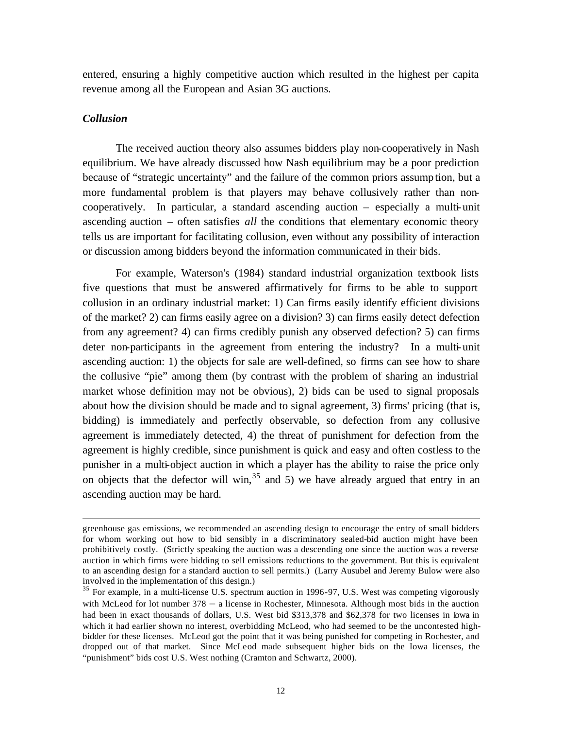entered, ensuring a highly competitive auction which resulted in the highest per capita revenue among all the European and Asian 3G auctions.

### *Collusion*

The received auction theory also assumes bidders play non-cooperatively in Nash equilibrium. We have already discussed how Nash equilibrium may be a poor prediction because of "strategic uncertainty" and the failure of the common priors assumption, but a more fundamental problem is that players may behave collusively rather than non-cooperatively. In particular, a standard ascending auction – especially a multi-unit ascending auction – often satisfies *all* the conditions that elementary economic theory tells us are important for facilitating collusion, even without any possibility of interaction or discussion among bidders beyond the information communicated in their bids.

For example, Waterson's (1984) standard industrial organization textbook lists five questions that must be answered affirmatively for firms to be able to support collusion in an ordinary industrial market: 1) Can firms easily identify efficient divisions of the market? 2) can firms easily agree on a division? 3) can firms easily detect defection from any agreement? 4) can firms credibly punish any observed defection? 5) can firms deter non-participants in the agreement from entering the industry? In a multi-unit ascending auction: 1) the objects for sale are well-defined, so firms can see how to share the collusive "pie" among them (by contrast with the problem of sharing an industrial market whose definition may not be obvious), 2) bids can be used to signal proposals about how the division should be made and to signal agreement, 3) firms' pricing (that is, bidding) is immediately and perfectly observable, so defection from any collusive agreement is immediately detected, 4) the threat of punishment for defection from the agreement is highly credible, since punishment is quick and easy and often costless to the punisher in a multi-object auction in which a player has the ability to raise the price only on objects that the defector will win,[35] and 5) we have already argued that entry in an ascending auction may be hard.

---

greenhouse gas emissions, we recommended an ascending design to encourage the entry of small bidders for whom working out how to bid sensibly in a discriminatory sealed-bid auction might have been prohibitively costly. (Strictly speaking the auction was a descending one since the auction was a reverse auction in which firms were bidding to sell emissions reductions to the government. But this is equivalent to an ascending design for a standard auction to sell permits.) (Larry Ausubel and Jeremy Bulow were also involved in the implementation of this design.)

[35] For example, in a multi-license U.S. spectrum auction in 1996-97, U.S. West was competing vigorously with McLeod for lot number 378 – a license in Rochester, Minnesota. Although most bids in the auction had been in exact thousands of dollars, U.S. West bid $313,378 and $62,378 for two licenses in Iowa in which it had earlier shown no interest, overbidding McLeod, who had seemed to be the uncontested high-bidder for these licenses. McLeod got the point that it was being punished for competing in Rochester, and dropped out of that market. Since McLeod made subsequent higher bids on the Iowa licenses, the "punishment" bids cost U.S. West nothing (Cramton and Schwartz, 2000).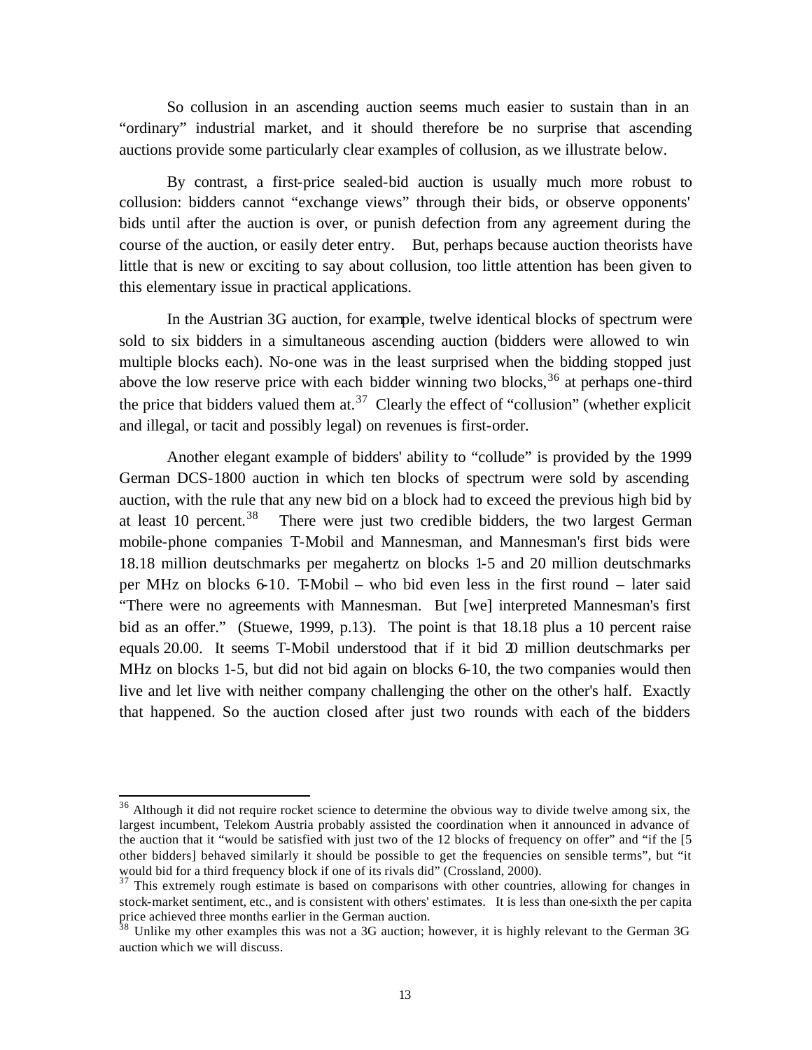So collusion in an ascending auction seems much easier to sustain than in an "ordinary" industrial market, and it should therefore be no surprise that ascending auctions provide some particularly clear examples of collusion, as we illustrate below.

By contrast, a first-price sealed-bid auction is usually much more robust to collusion: bidders cannot "exchange views" through their bids, or observe opponents' bids until after the auction is over, or punish defection from any agreement during the course of the auction, or easily deter entry. But, perhaps because auction theorists have little that is new or exciting to say about collusion, too little attention has been given to this elementary issue in practical applications.

In the Austrian 3G auction, for example, twelve identical blocks of spectrum were sold to six bidders in a simultaneous ascending auction (bidders were allowed to win multiple blocks each). No-one was in the least surprised when the bidding stopped just above the low reserve price with each bidder winning two blocks,[36] at perhaps one-third the price that bidders valued them at.[37] Clearly the effect of "collusion" (whether explicit and illegal, or tacit and possibly legal) on revenues is first-order.

Another elegant example of bidders' ability to "collude" is provided by the 1999 German DCS-1800 auction in which ten blocks of spectrum were sold by ascending auction, with the rule that any new bid on a block had to exceed the previous high bid by at least 10 percent.[38] There were just two credible bidders, the two largest German mobile-phone companies T-Mobil and Mannesman, and Mannesman's first bids were 18.18 million deutschmarks per megahertz on blocks 1-5 and 20 million deutschmarks per MHz on blocks 6-10. T-Mobil – who bid even less in the first round – later said "There were no agreements with Mannesman. But [we] interpreted Mannesman's first bid as an offer." (Stuewe, 1999, p.13). The point is that 18.18 plus a 10 percent raise equals 20.00. It seems T-Mobil understood that if it bid 20 million deutschmarks per MHz on blocks 1-5, but did not bid again on blocks 6-10, the two companies would then live and let live with neither company challenging the other on the other's half. Exactly that happened. So the auction closed after just two rounds with each of the bidders

---

[36] Although it did not require rocket science to determine the obvious way to divide twelve among six, the largest incumbent, Telekom Austria probably assisted the coordination when it announced in advance of the auction that it "would be satisfied with just two of the 12 blocks of frequency on offer" and "if the [5 other bidders] behaved similarly it should be possible to get the frequencies on sensible terms", but "it would bid for a third frequency block if one of its rivals did" (Crossland, 2000).

[37] This extremely rough estimate is based on comparisons with other countries, allowing for changes in stock-market sentiment, etc., and is consistent with others' estimates. It is less than one-sixth the per capita price achieved three months earlier in the German auction.

[38] Unlike my other examples this was not a 3G auction; however, it is highly relevant to the German 3G auction which we will discuss.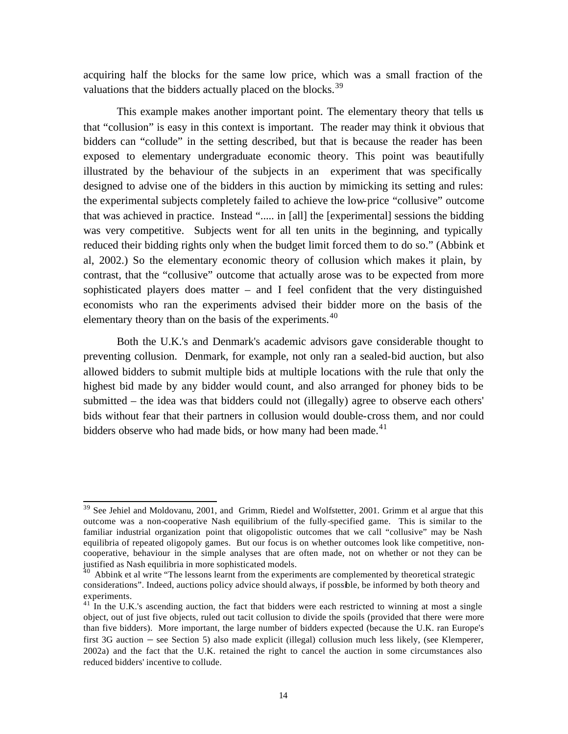acquiring half the blocks for the same low price, which was a small fraction of the valuations that the bidders actually placed on the blocks.[39]

This example makes another important point. The elementary theory that tells us that "collusion" is easy in this context is important. The reader may think it obvious that bidders can "collude" in the setting described, but that is because the reader has been exposed to elementary undergraduate economic theory. This point was beautifully illustrated by the behaviour of the subjects in an experiment that was specifically designed to advise one of the bidders in this auction by mimicking its setting and rules: the experimental subjects completely failed to achieve the low-price "collusive" outcome that was achieved in practice. Instead "..... in [all] the [experimental] sessions the bidding was very competitive. Subjects went for all ten units in the beginning, and typically reduced their bidding rights only when the budget limit forced them to do so." (Abbink et al, 2002.) So the elementary economic theory of collusion which makes it plain, by contrast, that the "collusive" outcome that actually arose was to be expected from more sophisticated players does matter – and I feel confident that the very distinguished economists who ran the experiments advised their bidder more on the basis of the elementary theory than on the basis of the experiments.[40]

Both the U.K.'s and Denmark's academic advisors gave considerable thought to preventing collusion. Denmark, for example, not only ran a sealed-bid auction, but also allowed bidders to submit multiple bids at multiple locations with the rule that only the highest bid made by any bidder would count, and also arranged for phoney bids to be submitted – the idea was that bidders could not (illegally) agree to observe each others' bids without fear that their partners in collusion would double-cross them, and nor could bidders observe who had made bids, or how many had been made.[41]

---

[39] See Jehiel and Moldovanu, 2001, and Grimm, Riedel and Wolfstetter, 2001. Grimm et al argue that this outcome was a non-cooperative Nash equilibrium of the fully-specified game. This is similar to the familiar industrial organization point that oligopolistic outcomes that we call "collusive" may be Nash equilibria of repeated oligopoly games. But our focus is on whether outcomes look like competitive, non-cooperative, behaviour in the simple analyses that are often made, not on whether or not they can be justified as Nash equilibria in more sophisticated models.

[40] Abbink et al write "The lessons learnt from the experiments are complemented by theoretical strategic considerations". Indeed, auctions policy advice should always, if possible, be informed by both theory and experiments.

[41] In the U.K.'s ascending auction, the fact that bidders were each restricted to winning at most a single object, out of just five objects, ruled out tacit collusion to divide the spoils (provided that there were more than five bidders). More important, the large number of bidders expected (because the U.K. ran Europe's first 3G auction – see Section 5) also made explicit (illegal) collusion much less likely, (see Klemperer, 2002a) and the fact that the U.K. retained the right to cancel the auction in some circumstances also reduced bidders' incentive to collude.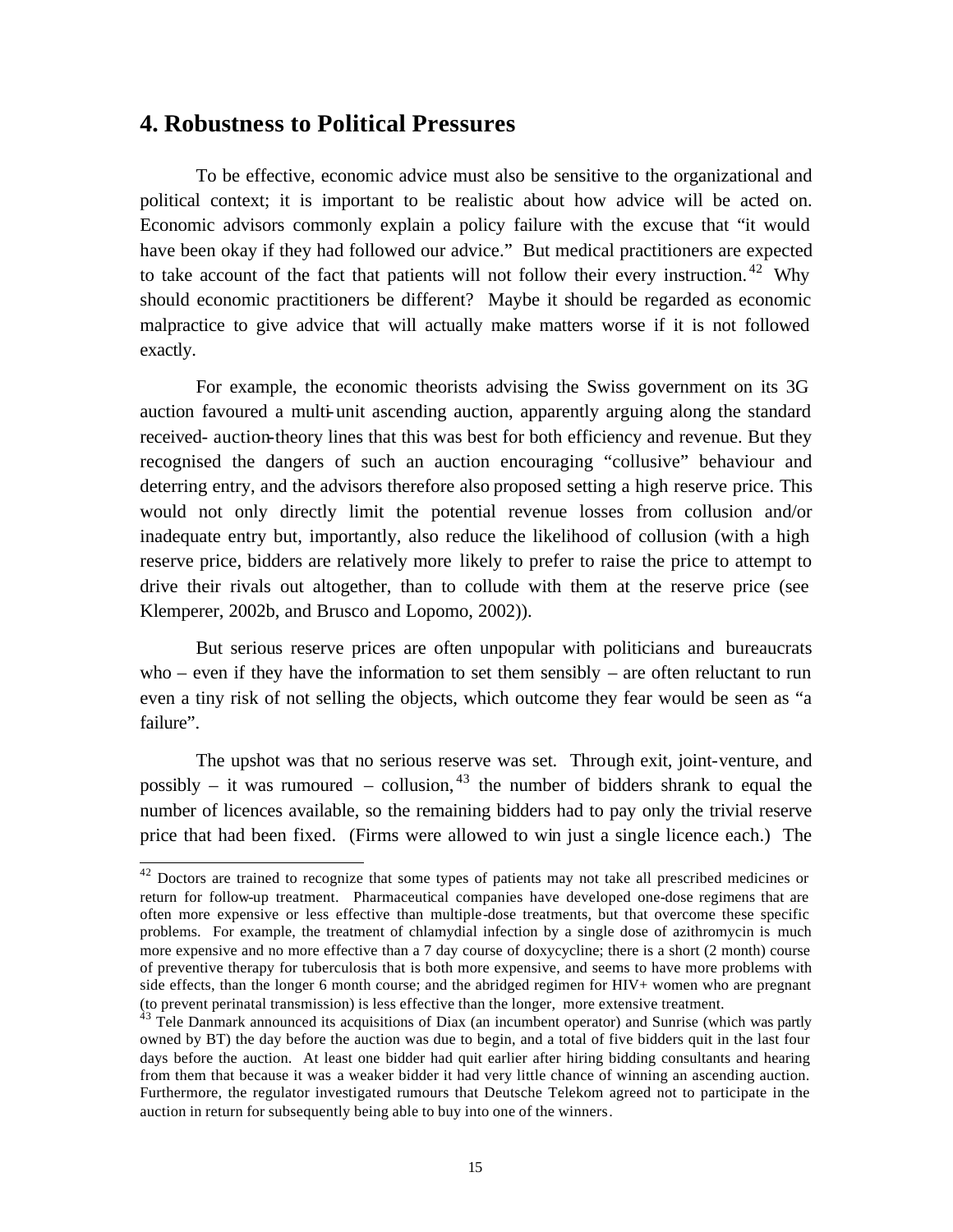## 4. Robustness to Political Pressures

To be effective, economic advice must also be sensitive to the organizational and political context; it is important to be realistic about how advice will be acted on. Economic advisors commonly explain a policy failure with the excuse that "it would have been okay if they had followed our advice." But medical practitioners are expected to take account of the fact that patients will not follow their every instruction.[42] Why should economic practitioners be different? Maybe it should be regarded as economic malpractice to give advice that will actually make matters worse if it is not followed exactly.

For example, the economic theorists advising the Swiss government on its 3G auction favoured a multi-unit ascending auction, apparently arguing along the standard received-auction-theory lines that this was best for both efficiency and revenue. But they recognised the dangers of such an auction encouraging "collusive" behaviour and deterring entry, and the advisors therefore also proposed setting a high reserve price. This would not only directly limit the potential revenue losses from collusion and/or inadequate entry but, importantly, also reduce the likelihood of collusion (with a high reserve price, bidders are relatively more likely to prefer to raise the price to attempt to drive their rivals out altogether, than to collude with them at the reserve price (see Klemperer, 2002b, and Brusco and Lopomo, 2002)).

But serious reserve prices are often unpopular with politicians and bureaucrats who – even if they have the information to set them sensibly – are often reluctant to run even a tiny risk of not selling the objects, which outcome they fear would be seen as "a failure".

The upshot was that no serious reserve was set. Through exit, joint-venture, and possibly – it was rumoured – collusion,[43] the number of bidders shrank to equal the number of licences available, so the remaining bidders had to pay only the trivial reserve price that had been fixed. (Firms were allowed to win just a single licence each.) The

---

[42] Doctors are trained to recognize that some types of patients may not take all prescribed medicines or return for follow-up treatment. Pharmaceutical companies have developed one-dose regimens that are often more expensive or less effective than multiple-dose treatments, but that overcome these specific problems. For example, the treatment of chlamydial infection by a single dose of azithromycin is much more expensive and no more effective than a 7 day course of doxycycline; there is a short (2 month) course of preventive therapy for tuberculosis that is both more expensive, and seems to have more problems with side effects, than the longer 6 month course; and the abridged regimen for HIV+ women who are pregnant (to prevent perinatal transmission) is less effective than the longer, more extensive treatment.

[43] Tele Danmark announced its acquisitions of Diax (an incumbent operator) and Sunrise (which was partly owned by BT) the day before the auction was due to begin, and a total of five bidders quit in the last four days before the auction. At least one bidder had quit earlier after hiring bidding consultants and hearing from them that because it was a weaker bidder it had very little chance of winning an ascending auction. Furthermore, the regulator investigated rumours that Deutsche Telekom agreed not to participate in the auction in return for subsequently being able to buy into one of the winners.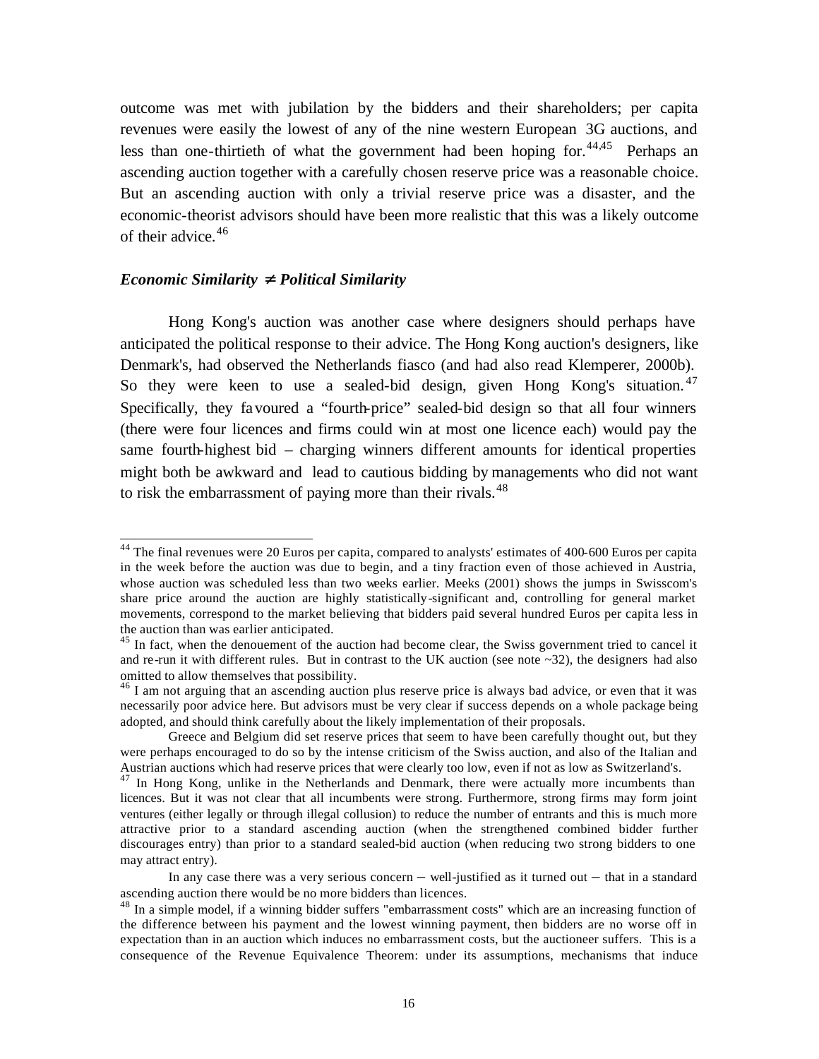outcome was met with jubilation by the bidders and their shareholders; per capita revenues were easily the lowest of any of the nine western European 3G auctions, and less than one-thirtieth of what the government had been hoping for.[44,45] Perhaps an ascending auction together with a carefully chosen reserve price was a reasonable choice. But an ascending auction with only a trivial reserve price was a disaster, and the economic-theorist advisors should have been more realistic that this was a likely outcome of their advice.[46]

### *Economic Similarity ≠ Political Similarity*

Hong Kong's auction was another case where designers should perhaps have anticipated the political response to their advice. The Hong Kong auction's designers, like Denmark's, had observed the Netherlands fiasco (and had also read Klemperer, 2000b). So they were keen to use a sealed-bid design, given Hong Kong's situation.[47] Specifically, they favoured a "fourth-price" sealed-bid design so that all four winners (there were four licences and firms could win at most one licence each) would pay the same fourth-highest bid – charging winners different amounts for identical properties might both be awkward and lead to cautious bidding by managements who did not want to risk the embarrassment of paying more than their rivals.[48]

---

[44] The final revenues were 20 Euros per capita, compared to analysts' estimates of 400-600 Euros per capita in the week before the auction was due to begin, and a tiny fraction even of those achieved in Austria, whose auction was scheduled less than two weeks earlier. Meeks (2001) shows the jumps in Swisscom's share price around the auction are highly statistically-significant and, controlling for general market movements, correspond to the market believing that bidders paid several hundred Euros per capita less in the auction than was earlier anticipated.

[45] In fact, when the denouement of the auction had become clear, the Swiss government tried to cancel it and re-run it with different rules. But in contrast to the UK auction (see note ~32), the designers had also omitted to allow themselves that possibility.

[46] I am not arguing that an ascending auction plus reserve price is always bad advice, or even that it was necessarily poor advice here. But advisors must be very clear if success depends on a whole package being adopted, and should think carefully about the likely implementation of their proposals.

Greece and Belgium did set reserve prices that seem to have been carefully thought out, but they were perhaps encouraged to do so by the intense criticism of the Swiss auction, and also of the Italian and Austrian auctions which had reserve prices that were clearly too low, even if not as low as Switzerland's.

[47] In Hong Kong, unlike in the Netherlands and Denmark, there were actually more incumbents than licences. But it was not clear that all incumbents were strong. Furthermore, strong firms may form joint ventures (either legally or through illegal collusion) to reduce the number of entrants and this is much more attractive prior to a standard ascending auction (when the strengthened combined bidder further discourages entry) than prior to a standard sealed-bid auction (when reducing two strong bidders to one may attract entry).

In any case there was a very serious concern – well-justified as it turned out – that in a standard ascending auction there would be no more bidders than licences.

[48] In a simple model, if a winning bidder suffers "embarrassment costs" which are an increasing function of the difference between his payment and the lowest winning payment, then bidders are no worse off in expectation than in an auction which induces no embarrassment costs, but the auctioneer suffers. This is a consequence of the Revenue Equivalence Theorem: under its assumptions, mechanisms that induce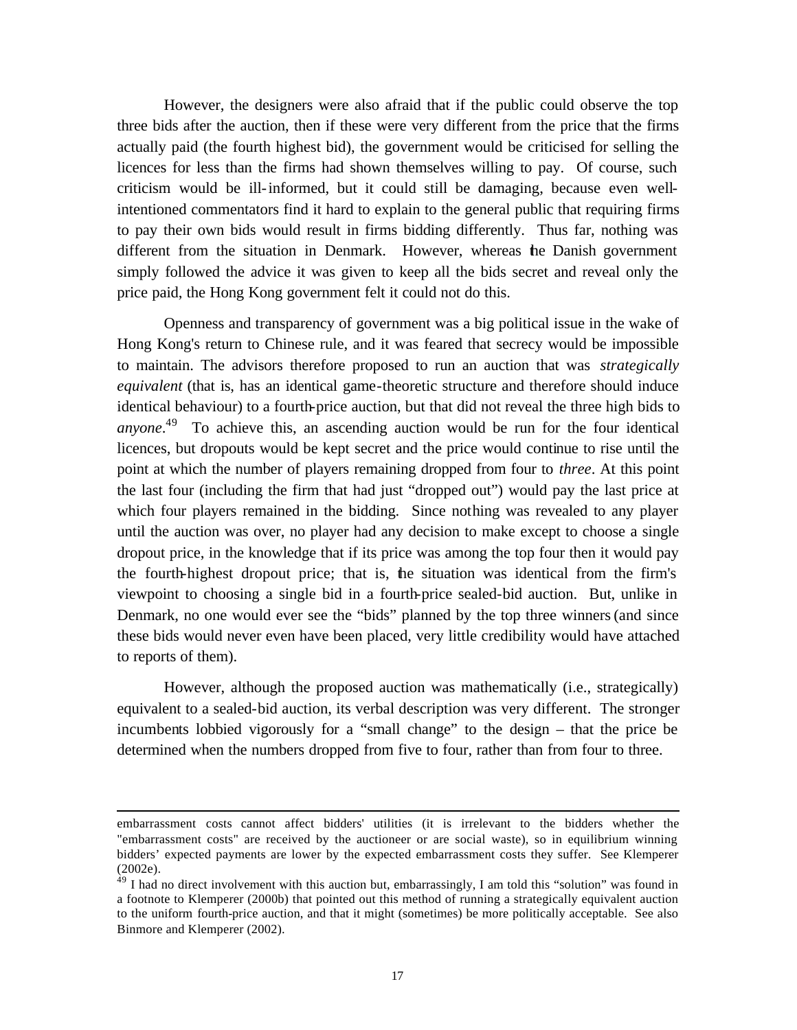However, the designers were also afraid that if the public could observe the top three bids after the auction, then if these were very different from the price that the firms actually paid (the fourth highest bid), the government would be criticised for selling the licences for less than the firms had shown themselves willing to pay. Of course, such criticism would be ill-informed, but it could still be damaging, because even well-intentioned commentators find it hard to explain to the general public that requiring firms to pay their own bids would result in firms bidding differently. Thus far, nothing was different from the situation in Denmark. However, whereas the Danish government simply followed the advice it was given to keep all the bids secret and reveal only the price paid, the Hong Kong government felt it could not do this.

Openness and transparency of government was a big political issue in the wake of Hong Kong's return to Chinese rule, and it was feared that secrecy would be impossible to maintain. The advisors therefore proposed to run an auction that was *strategically equivalent* (that is, has an identical game-theoretic structure and therefore should induce identical behaviour) to a fourth-price auction, but that did not reveal the three high bids to *anyone*.[49] To achieve this, an ascending auction would be run for the four identical licences, but dropouts would be kept secret and the price would continue to rise until the point at which the number of players remaining dropped from four to *three*. At this point the last four (including the firm that had just "dropped out") would pay the last price at which four players remained in the bidding. Since nothing was revealed to any player until the auction was over, no player had any decision to make except to choose a single dropout price, in the knowledge that if its price was among the top four then it would pay the fourth-highest dropout price; that is, the situation was identical from the firm's viewpoint to choosing a single bid in a fourth-price sealed-bid auction. But, unlike in Denmark, no one would ever see the "bids" planned by the top three winners (and since these bids would never even have been placed, very little credibility would have attached to reports of them).

However, although the proposed auction was mathematically (i.e., strategically) equivalent to a sealed-bid auction, its verbal description was very different. The stronger incumbents lobbied vigorously for a "small change" to the design – that the price be determined when the numbers dropped from five to four, rather than from four to three.

---

embarrassment costs cannot affect bidders' utilities (it is irrelevant to the bidders whether the "embarrassment costs" are received by the auctioneer or are social waste), so in equilibrium winning bidders' expected payments are lower by the expected embarrassment costs they suffer. See Klemperer (2002e).

[49] I had no direct involvement with this auction but, embarrassingly, I am told this "solution" was found in a footnote to Klemperer (2000b) that pointed out this method of running a strategically equivalent auction to the uniform fourth-price auction, and that it might (sometimes) be more politically acceptable. See also Binmore and Klemperer (2002).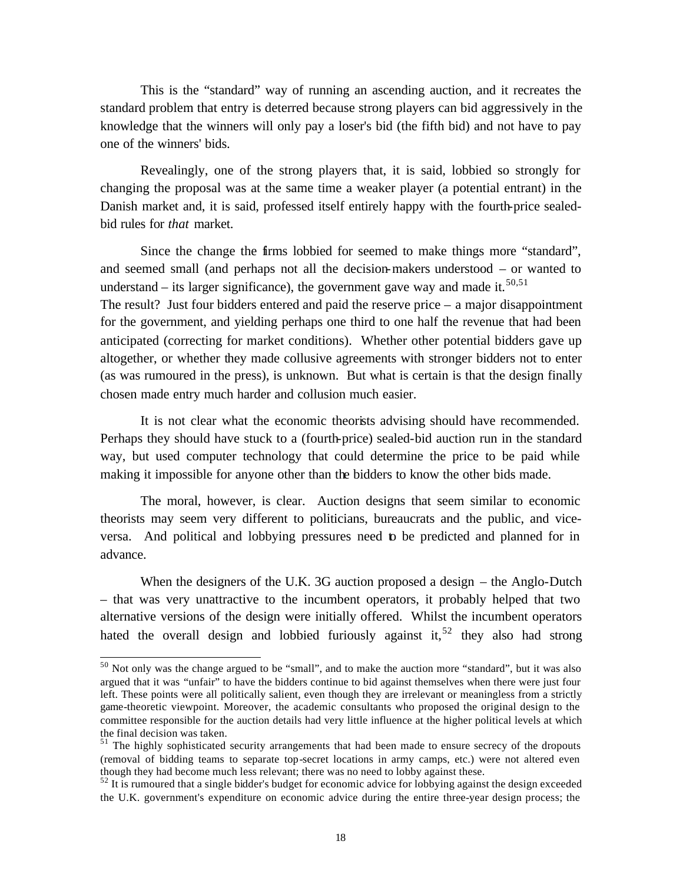This is the "standard" way of running an ascending auction, and it recreates the standard problem that entry is deterred because strong players can bid aggressively in the knowledge that the winners will only pay a loser's bid (the fifth bid) and not have to pay one of the winners' bids.

Revealingly, one of the strong players that, it is said, lobbied so strongly for changing the proposal was at the same time a weaker player (a potential entrant) in the Danish market and, it is said, professed itself entirely happy with the fourth-price sealed-bid rules for *that* market.

Since the change the firms lobbied for seemed to make things more "standard", and seemed small (and perhaps not all the decision-makers understood – or wanted to understand – its larger significance), the government gave way and made it.[50,51]
The result? Just four bidders entered and paid the reserve price – a major disappointment for the government, and yielding perhaps one third to one half the revenue that had been anticipated (correcting for market conditions). Whether other potential bidders gave up altogether, or whether they made collusive agreements with stronger bidders not to enter (as was rumoured in the press), is unknown. But what is certain is that the design finally chosen made entry much harder and collusion much easier.

It is not clear what the economic theorists advising should have recommended. Perhaps they should have stuck to a (fourth-price) sealed-bid auction run in the standard way, but used computer technology that could determine the price to be paid while making it impossible for anyone other than the bidders to know the other bids made.

The moral, however, is clear. Auction designs that seem similar to economic theorists may seem very different to politicians, bureaucrats and the public, and vice-versa. And political and lobbying pressures need to be predicted and planned for in advance.

When the designers of the U.K. 3G auction proposed a design – the Anglo-Dutch – that was very unattractive to the incumbent operators, it probably helped that two alternative versions of the design were initially offered. Whilst the incumbent operators hated the overall design and lobbied furiously against it,[52] they also had strong

---

[50] Not only was the change argued to be "small", and to make the auction more "standard", but it was also argued that it was "unfair" to have the bidders continue to bid against themselves when there were just four left. These points were all politically salient, even though they are irrelevant or meaningless from a strictly game-theoretic viewpoint. Moreover, the academic consultants who proposed the original design to the committee responsible for the auction details had very little influence at the higher political levels at which the final decision was taken.

[51] The highly sophisticated security arrangements that had been made to ensure secrecy of the dropouts (removal of bidding teams to separate top-secret locations in army camps, etc.) were not altered even though they had become much less relevant; there was no need to lobby against these.

[52] It is rumoured that a single bidder's budget for economic advice for lobbying against the design exceeded the U.K. government's expenditure on economic advice during the entire three-year design process; the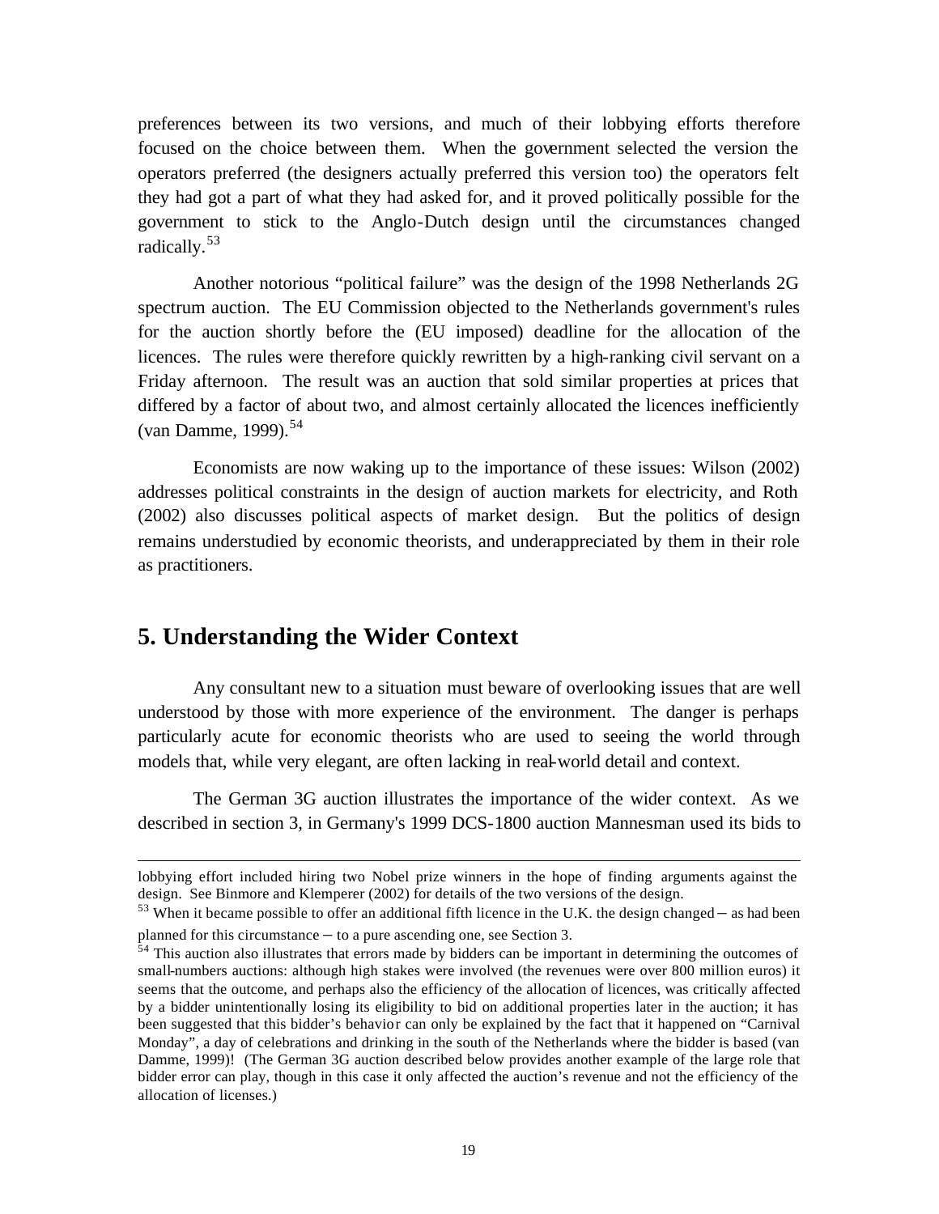preferences between its two versions, and much of their lobbying efforts therefore focused on the choice between them. When the government selected the version the operators preferred (the designers actually preferred this version too) the operators felt they had got a part of what they had asked for, and it proved politically possible for the government to stick to the Anglo-Dutch design until the circumstances changed radically.[53]

Another notorious "political failure" was the design of the 1998 Netherlands 2G spectrum auction. The EU Commission objected to the Netherlands government's rules for the auction shortly before the (EU imposed) deadline for the allocation of the licences. The rules were therefore quickly rewritten by a high-ranking civil servant on a Friday afternoon. The result was an auction that sold similar properties at prices that differed by a factor of about two, and almost certainly allocated the licences inefficiently (van Damme, 1999).[54]

Economists are now waking up to the importance of these issues: Wilson (2002) addresses political constraints in the design of auction markets for electricity, and Roth (2002) also discusses political aspects of market design. But the politics of design remains understudied by economic theorists, and underappreciated by them in their role as practitioners.

## 5. Understanding the Wider Context

Any consultant new to a situation must beware of overlooking issues that are well understood by those with more experience of the environment. The danger is perhaps particularly acute for economic theorists who are used to seeing the world through models that, while very elegant, are often lacking in real-world detail and context.

The German 3G auction illustrates the importance of the wider context. As we described in section 3, in Germany's 1999 DCS-1800 auction Mannesman used its bids to

---

lobbying effort included hiring two Nobel prize winners in the hope of finding arguments against the design. See Binmore and Klemperer (2002) for details of the two versions of the design.

[53] When it became possible to offer an additional fifth licence in the U.K. the design changed – as had been planned for this circumstance – to a pure ascending one, see Section 3.

[54] This auction also illustrates that errors made by bidders can be important in determining the outcomes of small-numbers auctions: although high stakes were involved (the revenues were over 800 million euros) it seems that the outcome, and perhaps also the efficiency of the allocation of licences, was critically affected by a bidder unintentionally losing its eligibility to bid on additional properties later in the auction; it has been suggested that this bidder's behavior can only be explained by the fact that it happened on "Carnival Monday", a day of celebrations and drinking in the south of the Netherlands where the bidder is based (van Damme, 1999)! (The German 3G auction described below provides another example of the large role that bidder error can play, though in this case it only affected the auction's revenue and not the efficiency of the allocation of licenses.)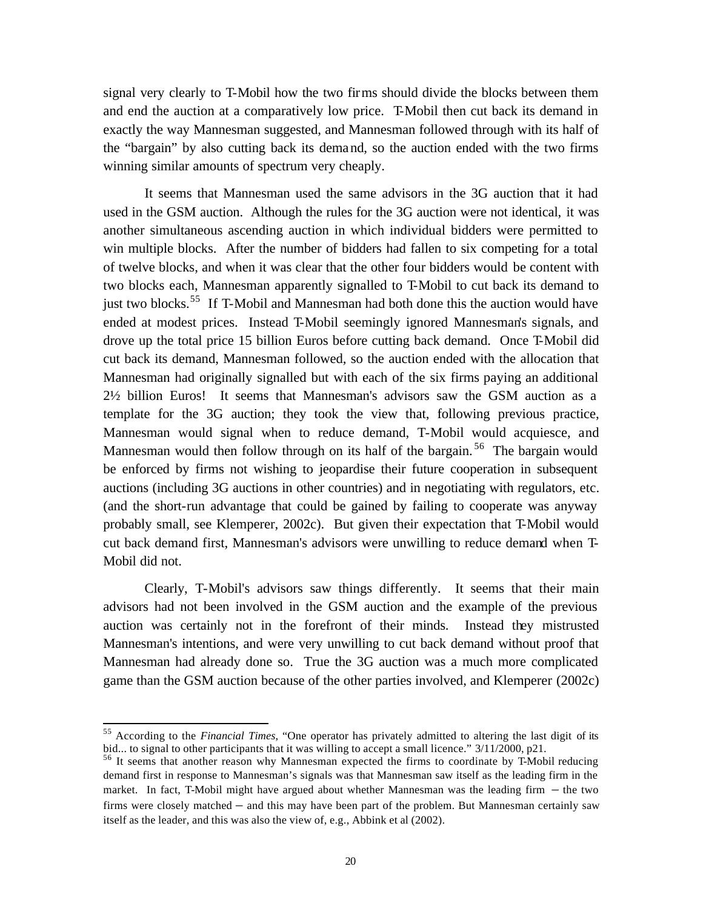signal very clearly to T-Mobil how the two firms should divide the blocks between them and end the auction at a comparatively low price. T-Mobil then cut back its demand in exactly the way Mannesman suggested, and Mannesman followed through with its half of the "bargain" by also cutting back its demand, so the auction ended with the two firms winning similar amounts of spectrum very cheaply.

It seems that Mannesman used the same advisors in the 3G auction that it had used in the GSM auction. Although the rules for the 3G auction were not identical, it was another simultaneous ascending auction in which individual bidders were permitted to win multiple blocks. After the number of bidders had fallen to six competing for a total of twelve blocks, and when it was clear that the other four bidders would be content with two blocks each, Mannesman apparently signalled to T-Mobil to cut back its demand to just two blocks.[55] If T-Mobil and Mannesman had both done this the auction would have ended at modest prices. Instead T-Mobil seemingly ignored Mannesman's signals, and drove up the total price 15 billion Euros before cutting back demand. Once T-Mobil did cut back its demand, Mannesman followed, so the auction ended with the allocation that Mannesman had originally signalled but with each of the six firms paying an additional 2½ billion Euros! It seems that Mannesman's advisors saw the GSM auction as a template for the 3G auction; they took the view that, following previous practice, Mannesman would signal when to reduce demand, T-Mobil would acquiesce, and Mannesman would then follow through on its half of the bargain.[56] The bargain would be enforced by firms not wishing to jeopardise their future cooperation in subsequent auctions (including 3G auctions in other countries) and in negotiating with regulators, etc. (and the short-run advantage that could be gained by failing to cooperate was anyway probably small, see Klemperer, 2002c). But given their expectation that T-Mobil would cut back demand first, Mannesman's advisors were unwilling to reduce demand when T-Mobil did not.

Clearly, T-Mobil's advisors saw things differently. It seems that their main advisors had not been involved in the GSM auction and the example of the previous auction was certainly not in the forefront of their minds. Instead they mistrusted Mannesman's intentions, and were very unwilling to cut back demand without proof that Mannesman had already done so. True the 3G auction was a much more complicated game than the GSM auction because of the other parties involved, and Klemperer (2002c)

---

[55] According to the *Financial Times*, "One operator has privately admitted to altering the last digit of its bid... to signal to other participants that it was willing to accept a small licence." 3/11/2000, p21.

[56] It seems that another reason why Mannesman expected the firms to coordinate by T-Mobil reducing demand first in response to Mannesman's signals was that Mannesman saw itself as the leading firm in the market. In fact, T-Mobil might have argued about whether Mannesman was the leading firm – the two firms were closely matched – and this may have been part of the problem. But Mannesman certainly saw itself as the leader, and this was also the view of, e.g., Abbink et al (2002).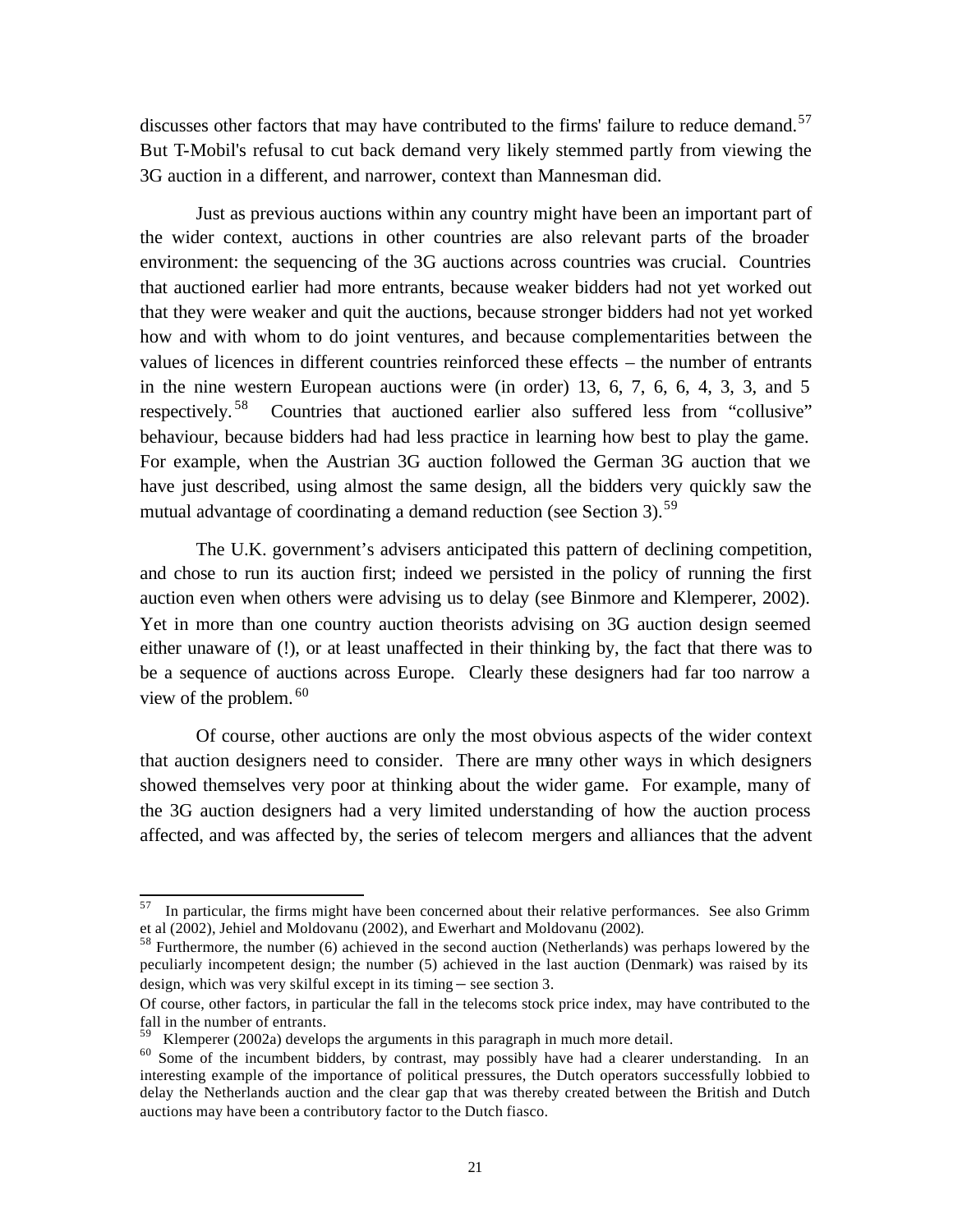discusses other factors that may have contributed to the firms' failure to reduce demand.[57] But T-Mobil's refusal to cut back demand very likely stemmed partly from viewing the 3G auction in a different, and narrower, context than Mannesman did.

Just as previous auctions within any country might have been an important part of the wider context, auctions in other countries are also relevant parts of the broader environment: the sequencing of the 3G auctions across countries was crucial. Countries that auctioned earlier had more entrants, because weaker bidders had not yet worked out that they were weaker and quit the auctions, because stronger bidders had not yet worked how and with whom to do joint ventures, and because complementarities between the values of licences in different countries reinforced these effects – the number of entrants in the nine western European auctions were (in order) 13, 6, 7, 6, 6, 4, 3, 3, and 5 respectively.[58] Countries that auctioned earlier also suffered less from "collusive" behaviour, because bidders had had less practice in learning how best to play the game. For example, when the Austrian 3G auction followed the German 3G auction that we have just described, using almost the same design, all the bidders very quickly saw the mutual advantage of coordinating a demand reduction (see Section 3).[59]

The U.K. government's advisers anticipated this pattern of declining competition, and chose to run its auction first; indeed we persisted in the policy of running the first auction even when others were advising us to delay (see Binmore and Klemperer, 2002). Yet in more than one country auction theorists advising on 3G auction design seemed either unaware of (!), or at least unaffected in their thinking by, the fact that there was to be a sequence of auctions across Europe. Clearly these designers had far too narrow a view of the problem.[60]

Of course, other auctions are only the most obvious aspects of the wider context that auction designers need to consider. There are many other ways in which designers showed themselves very poor at thinking about the wider game. For example, many of the 3G auction designers had a very limited understanding of how the auction process affected, and was affected by, the series of telecom mergers and alliances that the advent

---

[57] In particular, the firms might have been concerned about their relative performances. See also Grimm et al (2002), Jehiel and Moldovanu (2002), and Ewerhart and Moldovanu (2002).

[58] Furthermore, the number (6) achieved in the second auction (Netherlands) was perhaps lowered by the peculiarly incompetent design; the number (5) achieved in the last auction (Denmark) was raised by its design, which was very skilful except in its timing – see section 3.

Of course, other factors, in particular the fall in the telecoms stock price index, may have contributed to the fall in the number of entrants.

[59] Klemperer (2002a) develops the arguments in this paragraph in much more detail.

[60] Some of the incumbent bidders, by contrast, may possibly have had a clearer understanding. In an interesting example of the importance of political pressures, the Dutch operators successfully lobbied to delay the Netherlands auction and the clear gap that was thereby created between the British and Dutch auctions may have been a contributory factor to the Dutch fiasco.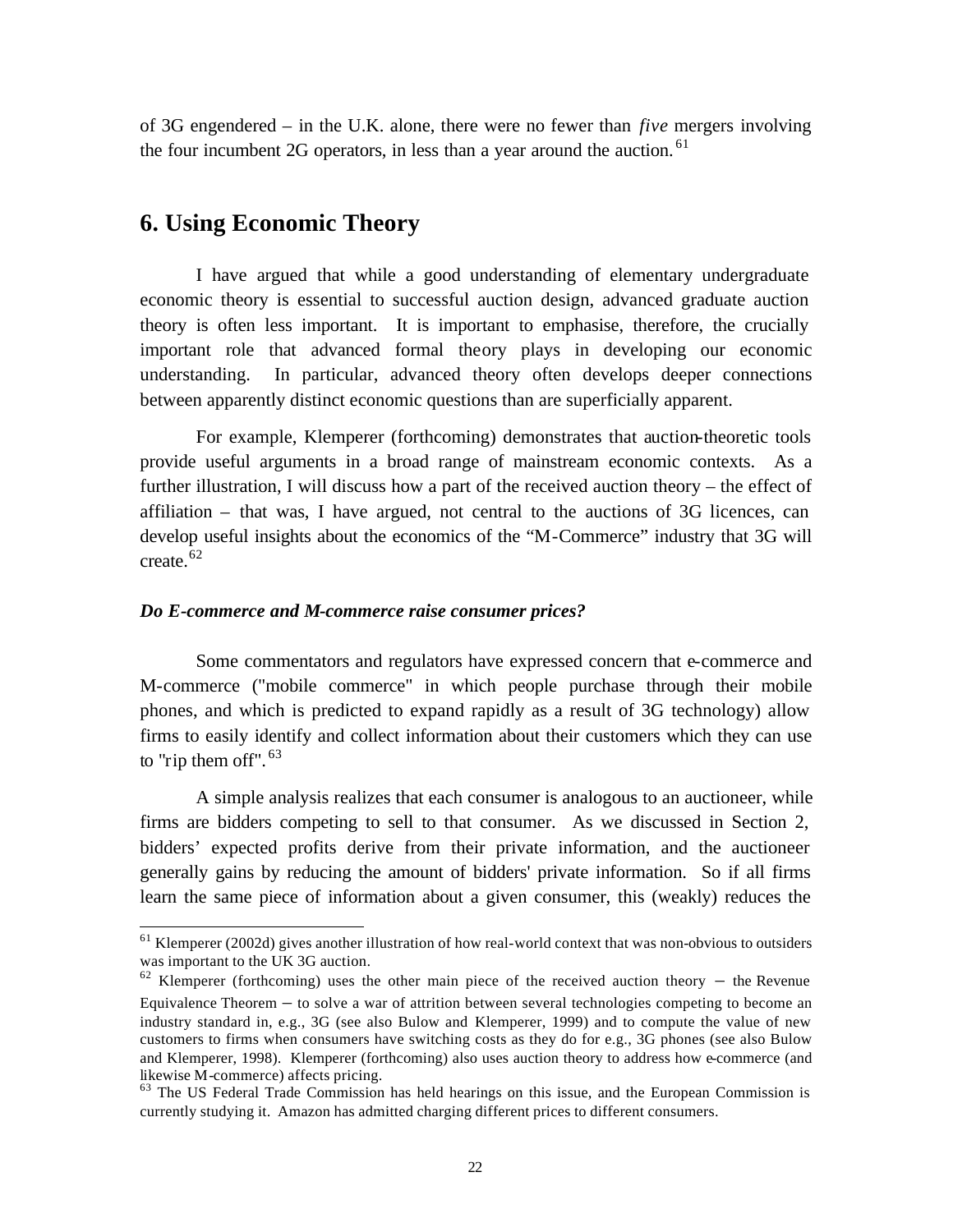of 3G engendered – in the U.K. alone, there were no fewer than *five* mergers involving the four incumbent 2G operators, in less than a year around the auction.[61]

## 6. Using Economic Theory

I have argued that while a good understanding of elementary undergraduate economic theory is essential to successful auction design, advanced graduate auction theory is often less important. It is important to emphasise, therefore, the crucially important role that advanced formal theory plays in developing our economic understanding. In particular, advanced theory often develops deeper connections between apparently distinct economic questions than are superficially apparent.

For example, Klemperer (forthcoming) demonstrates that auction-theoretic tools provide useful arguments in a broad range of mainstream economic contexts. As a further illustration, I will discuss how a part of the received auction theory – the effect of affiliation – that was, I have argued, not central to the auctions of 3G licences, can develop useful insights about the economics of the "M-Commerce" industry that 3G will create.[62]

***Do E-commerce and M-commerce raise consumer prices?***

Some commentators and regulators have expressed concern that e-commerce and M-commerce ("mobile commerce" in which people purchase through their mobile phones, and which is predicted to expand rapidly as a result of 3G technology) allow firms to easily identify and collect information about their customers which they can use to "rip them off".[63]

A simple analysis realizes that each consumer is analogous to an auctioneer, while firms are bidders competing to sell to that consumer. As we discussed in Section 2, bidders' expected profits derive from their private information, and the auctioneer generally gains by reducing the amount of bidders' private information. So if all firms learn the same piece of information about a given consumer, this (weakly) reduces the

---

[61] Klemperer (2002d) gives another illustration of how real-world context that was non-obvious to outsiders was important to the UK 3G auction.

[62] Klemperer (forthcoming) uses the other main piece of the received auction theory – the Revenue Equivalence Theorem – to solve a war of attrition between several technologies competing to become an industry standard in, e.g., 3G (see also Bulow and Klemperer, 1999) and to compute the value of new customers to firms when consumers have switching costs as they do for e.g., 3G phones (see also Bulow and Klemperer, 1998). Klemperer (forthcoming) also uses auction theory to address how e-commerce (and likewise M-commerce) affects pricing.

[63] The US Federal Trade Commission has held hearings on this issue, and the European Commission is currently studying it. Amazon has admitted charging different prices to different consumers.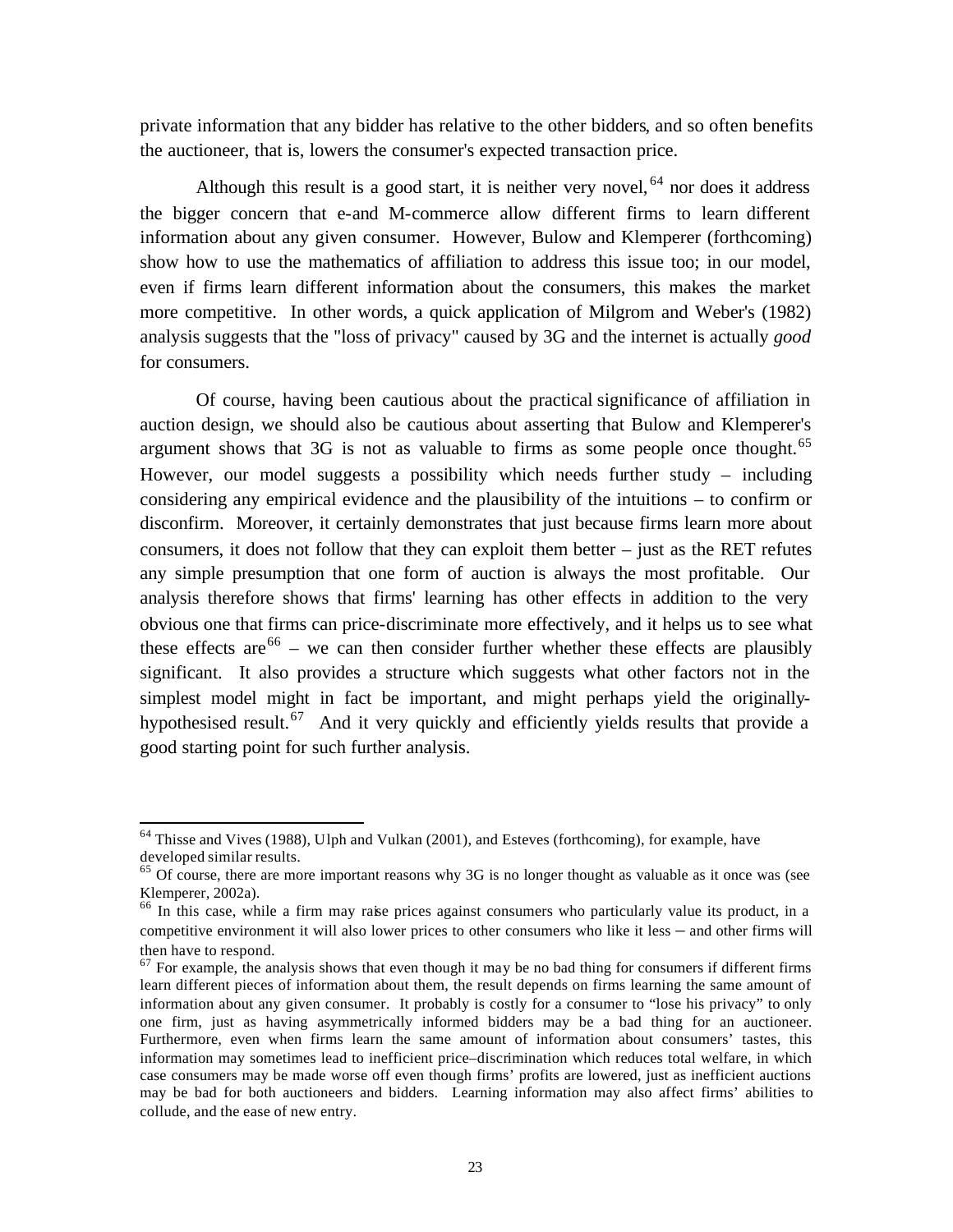private information that any bidder has relative to the other bidders, and so often benefits the auctioneer, that is, lowers the consumer's expected transaction price.

Although this result is a good start, it is neither very novel,[64] nor does it address the bigger concern that e-and M-commerce allow different firms to learn different information about any given consumer. However, Bulow and Klemperer (forthcoming) show how to use the mathematics of affiliation to address this issue too; in our model, even if firms learn different information about the consumers, this makes the market more competitive. In other words, a quick application of Milgrom and Weber's (1982) analysis suggests that the "loss of privacy" caused by 3G and the internet is actually *good* for consumers.

Of course, having been cautious about the practical significance of affiliation in auction design, we should also be cautious about asserting that Bulow and Klemperer's argument shows that 3G is not as valuable to firms as some people once thought.[65] However, our model suggests a possibility which needs further study – including considering any empirical evidence and the plausibility of the intuitions – to confirm or disconfirm. Moreover, it certainly demonstrates that just because firms learn more about consumers, it does not follow that they can exploit them better – just as the RET refutes any simple presumption that one form of auction is always the most profitable. Our analysis therefore shows that firms' learning has other effects in addition to the very obvious one that firms can price-discriminate more effectively, and it helps us to see what these effects are[66] – we can then consider further whether these effects are plausibly significant. It also provides a structure which suggests what other factors not in the simplest model might in fact be important, and might perhaps yield the originally-hypothesised result.[67] And it very quickly and efficiently yields results that provide a good starting point for such further analysis.

---

[64] Thisse and Vives (1988), Ulph and Vulkan (2001), and Esteves (forthcoming), for example, have developed similar results.

[65] Of course, there are more important reasons why 3G is no longer thought as valuable as it once was (see Klemperer, 2002a).

[66] In this case, while a firm may raise prices against consumers who particularly value its product, in a competitive environment it will also lower prices to other consumers who like it less – and other firms will then have to respond.

[67] For example, the analysis shows that even though it may be no bad thing for consumers if different firms learn different pieces of information about them, the result depends on firms learning the same amount of information about any given consumer. It probably is costly for a consumer to "lose his privacy" to only one firm, just as having asymmetrically informed bidders may be a bad thing for an auctioneer. Furthermore, even when firms learn the same amount of information about consumers' tastes, this information may sometimes lead to inefficient price–discrimination which reduces total welfare, in which case consumers may be made worse off even though firms' profits are lowered, just as inefficient auctions may be bad for both auctioneers and bidders. Learning information may also affect firms' abilities to collude, and the ease of new entry.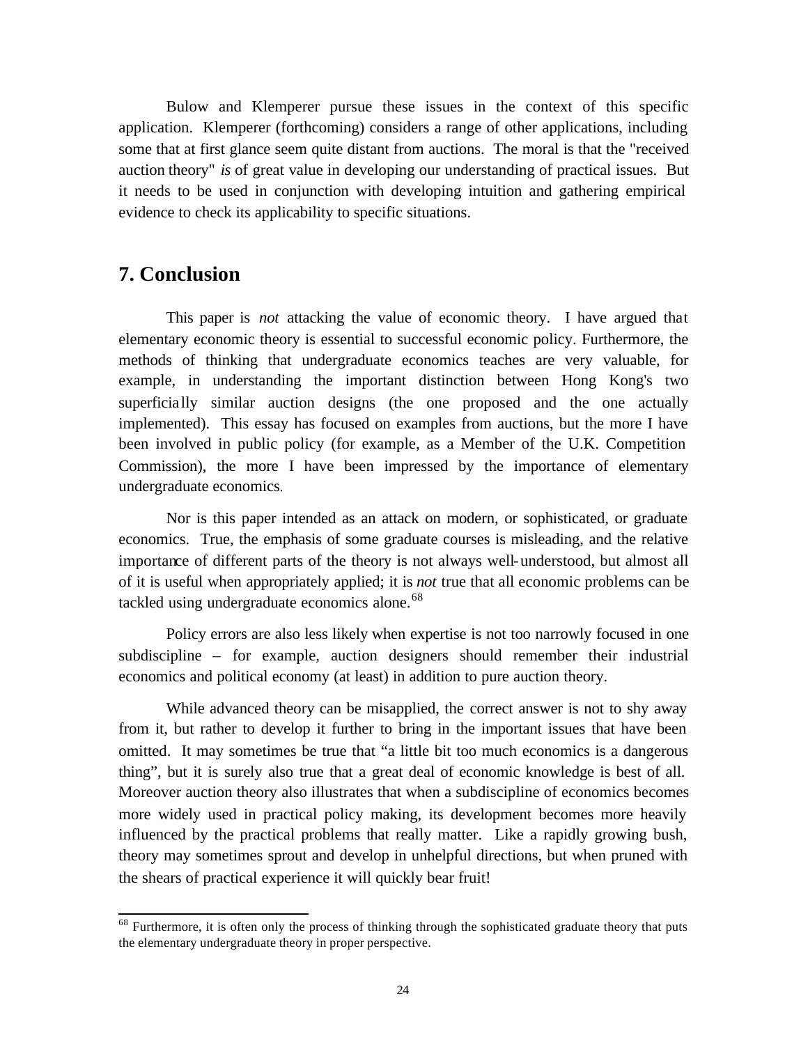Bulow and Klemperer pursue these issues in the context of this specific application. Klemperer (forthcoming) considers a range of other applications, including some that at first glance seem quite distant from auctions. The moral is that the "received auction theory" *is* of great value in developing our understanding of practical issues. But it needs to be used in conjunction with developing intuition and gathering empirical evidence to check its applicability to specific situations.

## 7. Conclusion

This paper is *not* attacking the value of economic theory. I have argued that elementary economic theory is essential to successful economic policy. Furthermore, the methods of thinking that undergraduate economics teaches are very valuable, for example, in understanding the important distinction between Hong Kong's two superficially similar auction designs (the one proposed and the one actually implemented). This essay has focused on examples from auctions, but the more I have been involved in public policy (for example, as a Member of the U.K. Competition Commission), the more I have been impressed by the importance of elementary undergraduate economics.

Nor is this paper intended as an attack on modern, or sophisticated, or graduate economics. True, the emphasis of some graduate courses is misleading, and the relative importance of different parts of the theory is not always well-understood, but almost all of it is useful when appropriately applied; it is *not* true that all economic problems can be tackled using undergraduate economics alone.[68]

Policy errors are also less likely when expertise is not too narrowly focused in one subdiscipline – for example, auction designers should remember their industrial economics and political economy (at least) in addition to pure auction theory.

While advanced theory can be misapplied, the correct answer is not to shy away from it, but rather to develop it further to bring in the important issues that have been omitted. It may sometimes be true that "a little bit too much economics is a dangerous thing", but it is surely also true that a great deal of economic knowledge is best of all. Moreover auction theory also illustrates that when a subdiscipline of economics becomes more widely used in practical policy making, its development becomes more heavily influenced by the practical problems that really matter. Like a rapidly growing bush, theory may sometimes sprout and develop in unhelpful directions, but when pruned with the shears of practical experience it will quickly bear fruit!

---

[68] Furthermore, it is often only the process of thinking through the sophisticated graduate theory that puts the elementary undergraduate theory in proper perspective.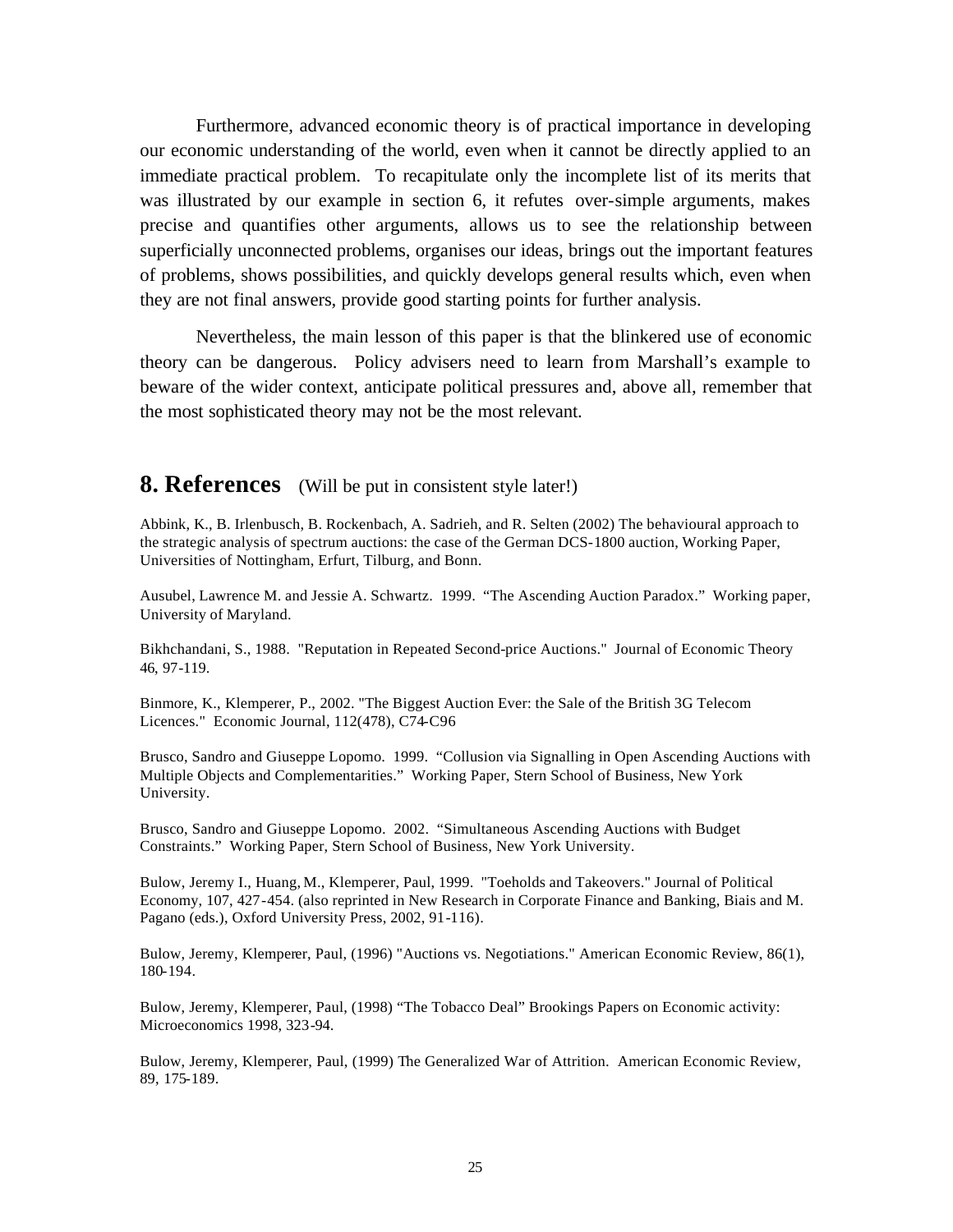Furthermore, advanced economic theory is of practical importance in developing our economic understanding of the world, even when it cannot be directly applied to an immediate practical problem. To recapitulate only the incomplete list of its merits that was illustrated by our example in section 6, it refutes over-simple arguments, makes precise and quantifies other arguments, allows us to see the relationship between superficially unconnected problems, organises our ideas, brings out the important features of problems, shows possibilities, and quickly develops general results which, even when they are not final answers, provide good starting points for further analysis.

Nevertheless, the main lesson of this paper is that the blinkered use of economic theory can be dangerous. Policy advisers need to learn from Marshall's example to beware of the wider context, anticipate political pressures and, above all, remember that the most sophisticated theory may not be the most relevant.

## 8. References (Will be put in consistent style later!)

Abbink, K., B. Irlenbusch, B. Rockenbach, A. Sadrieh, and R. Selten (2002) The behavioural approach to the strategic analysis of spectrum auctions: the case of the German DCS-1800 auction, Working Paper, Universities of Nottingham, Erfurt, Tilburg, and Bonn.

Ausubel, Lawrence M. and Jessie A. Schwartz. 1999. "The Ascending Auction Paradox." Working paper, University of Maryland.

Bikhchandani, S., 1988. "Reputation in Repeated Second-price Auctions." Journal of Economic Theory 46, 97-119.

Binmore, K., Klemperer, P., 2002. "The Biggest Auction Ever: the Sale of the British 3G Telecom Licences." Economic Journal, 112(478), C74-C96

Brusco, Sandro and Giuseppe Lopomo. 1999. "Collusion via Signalling in Open Ascending Auctions with Multiple Objects and Complementarities." Working Paper, Stern School of Business, New York University.

Brusco, Sandro and Giuseppe Lopomo. 2002. "Simultaneous Ascending Auctions with Budget Constraints." Working Paper, Stern School of Business, New York University.

Bulow, Jeremy I., Huang, M., Klemperer, Paul, 1999. "Toeholds and Takeovers." Journal of Political Economy, 107, 427-454. (also reprinted in New Research in Corporate Finance and Banking, Biais and M. Pagano (eds.), Oxford University Press, 2002, 91-116).

Bulow, Jeremy, Klemperer, Paul, (1996) "Auctions vs. Negotiations." American Economic Review, 86(1), 180-194.

Bulow, Jeremy, Klemperer, Paul, (1998) "The Tobacco Deal" Brookings Papers on Economic activity: Microeconomics 1998, 323-94.

Bulow, Jeremy, Klemperer, Paul, (1999) The Generalized War of Attrition. American Economic Review, 89, 175-189.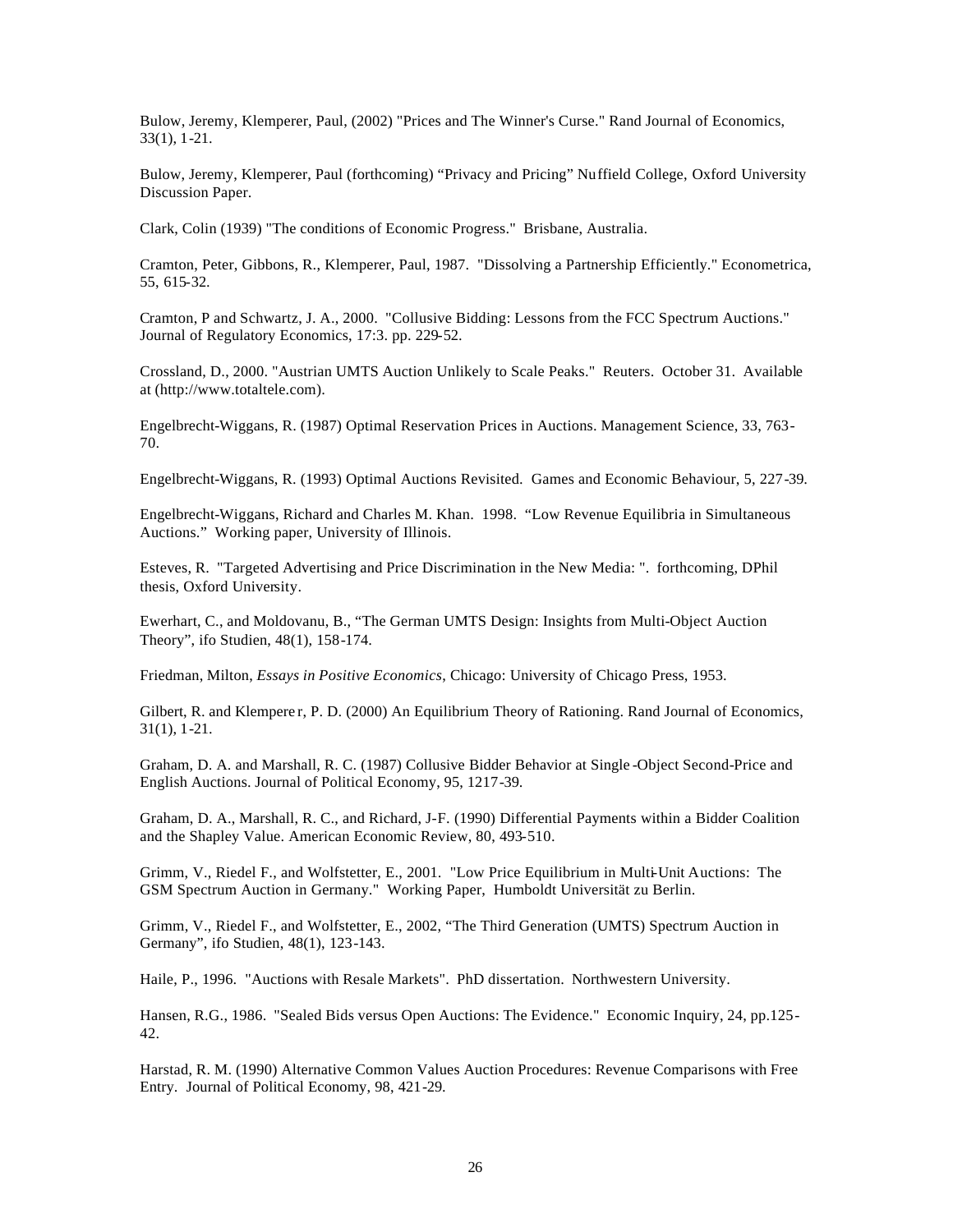Bulow, Jeremy, Klemperer, Paul, (2002) "Prices and The Winner's Curse." Rand Journal of Economics, 33(1), 1-21.

Bulow, Jeremy, Klemperer, Paul (forthcoming) "Privacy and Pricing" Nuffield College, Oxford University Discussion Paper.

Clark, Colin (1939) "The conditions of Economic Progress." Brisbane, Australia.

Cramton, Peter, Gibbons, R., Klemperer, Paul, 1987. "Dissolving a Partnership Efficiently." Econometrica, 55, 615-32.

Cramton, P and Schwartz, J. A., 2000. "Collusive Bidding: Lessons from the FCC Spectrum Auctions." Journal of Regulatory Economics, 17:3. pp. 229-52.

Crossland, D., 2000. "Austrian UMTS Auction Unlikely to Scale Peaks." Reuters. October 31. Available at (http://www.totaltele.com).

Engelbrecht-Wiggans, R. (1987) Optimal Reservation Prices in Auctions. Management Science, 33, 763-70.

Engelbrecht-Wiggans, R. (1993) Optimal Auctions Revisited. Games and Economic Behaviour, 5, 227-39.

Engelbrecht-Wiggans, Richard and Charles M. Khan. 1998. "Low Revenue Equilibria in Simultaneous Auctions." Working paper, University of Illinois.

Esteves, R. "Targeted Advertising and Price Discrimination in the New Media: ". forthcoming, DPhil thesis, Oxford University.

Ewerhart, C., and Moldovanu, B., "The German UMTS Design: Insights from Multi-Object Auction Theory", ifo Studien, 48(1), 158-174.

Friedman, Milton, *Essays in Positive Economics*, Chicago: University of Chicago Press, 1953.

Gilbert, R. and Klemperer, P. D. (2000) An Equilibrium Theory of Rationing. Rand Journal of Economics, 31(1), 1-21.

Graham, D. A. and Marshall, R. C. (1987) Collusive Bidder Behavior at Single-Object Second-Price and English Auctions. Journal of Political Economy, 95, 1217-39.

Graham, D. A., Marshall, R. C., and Richard, J-F. (1990) Differential Payments within a Bidder Coalition and the Shapley Value. American Economic Review, 80, 493-510.

Grimm, V., Riedel F., and Wolfstetter, E., 2001. "Low Price Equilibrium in Multi-Unit Auctions: The GSM Spectrum Auction in Germany." Working Paper, Humboldt Universität zu Berlin.

Grimm, V., Riedel F., and Wolfstetter, E., 2002, "The Third Generation (UMTS) Spectrum Auction in Germany", ifo Studien, 48(1), 123-143.

Haile, P., 1996. "Auctions with Resale Markets". PhD dissertation. Northwestern University.

Hansen, R.G., 1986. "Sealed Bids versus Open Auctions: The Evidence." Economic Inquiry, 24, pp.125-42.

Harstad, R. M. (1990) Alternative Common Values Auction Procedures: Revenue Comparisons with Free Entry. Journal of Political Economy, 98, 421-29.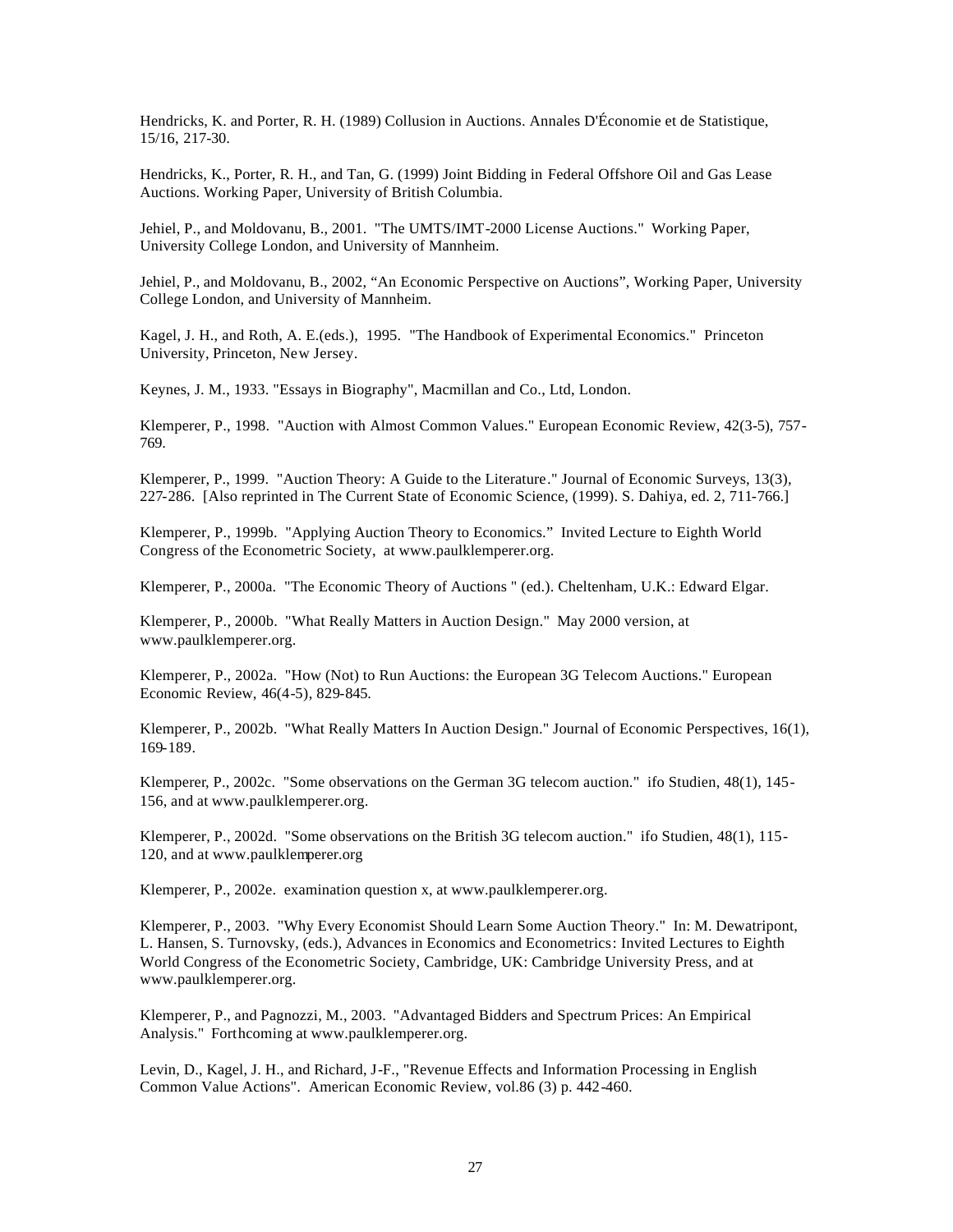Hendricks, K. and Porter, R. H. (1989) Collusion in Auctions. Annales D'Économie et de Statistique, 15/16, 217-30.

Hendricks, K., Porter, R. H., and Tan, G. (1999) Joint Bidding in Federal Offshore Oil and Gas Lease Auctions. Working Paper, University of British Columbia.

Jehiel, P., and Moldovanu, B., 2001. "The UMTS/IMT-2000 License Auctions." Working Paper, University College London, and University of Mannheim.

Jehiel, P., and Moldovanu, B., 2002, "An Economic Perspective on Auctions", Working Paper, University College London, and University of Mannheim.

Kagel, J. H., and Roth, A. E.(eds.), 1995. "The Handbook of Experimental Economics." Princeton University, Princeton, New Jersey.

Keynes, J. M., 1933. "Essays in Biography", Macmillan and Co., Ltd, London.

Klemperer, P., 1998. "Auction with Almost Common Values." European Economic Review, 42(3-5), 757-769.

Klemperer, P., 1999. "Auction Theory: A Guide to the Literature." Journal of Economic Surveys, 13(3), 227-286. [Also reprinted in The Current State of Economic Science, (1999). S. Dahiya, ed. 2, 711-766.]

Klemperer, P., 1999b. "Applying Auction Theory to Economics." Invited Lecture to Eighth World Congress of the Econometric Society, at www.paulklemperer.org.

Klemperer, P., 2000a. "The Economic Theory of Auctions " (ed.). Cheltenham, U.K.: Edward Elgar.

Klemperer, P., 2000b. "What Really Matters in Auction Design." May 2000 version, at www.paulklemperer.org.

Klemperer, P., 2002a. "How (Not) to Run Auctions: the European 3G Telecom Auctions." European Economic Review, 46(4-5), 829-845.

Klemperer, P., 2002b. "What Really Matters In Auction Design." Journal of Economic Perspectives, 16(1), 169-189.

Klemperer, P., 2002c. "Some observations on the German 3G telecom auction." ifo Studien, 48(1), 145-156, and at www.paulklemperer.org.

Klemperer, P., 2002d. "Some observations on the British 3G telecom auction." ifo Studien, 48(1), 115-120, and at www.paulklemperer.org

Klemperer, P., 2002e. examination question x, at www.paulklemperer.org.

Klemperer, P., 2003. "Why Every Economist Should Learn Some Auction Theory." In: M. Dewatripont, L. Hansen, S. Turnovsky, (eds.), Advances in Economics and Econometrics: Invited Lectures to Eighth World Congress of the Econometric Society, Cambridge, UK: Cambridge University Press, and at www.paulklemperer.org.

Klemperer, P., and Pagnozzi, M., 2003. "Advantaged Bidders and Spectrum Prices: An Empirical Analysis." Forthcoming at www.paulklemperer.org.

Levin, D., Kagel, J. H., and Richard, J-F., "Revenue Effects and Information Processing in English Common Value Actions". American Economic Review, vol.86 (3) p. 442-460.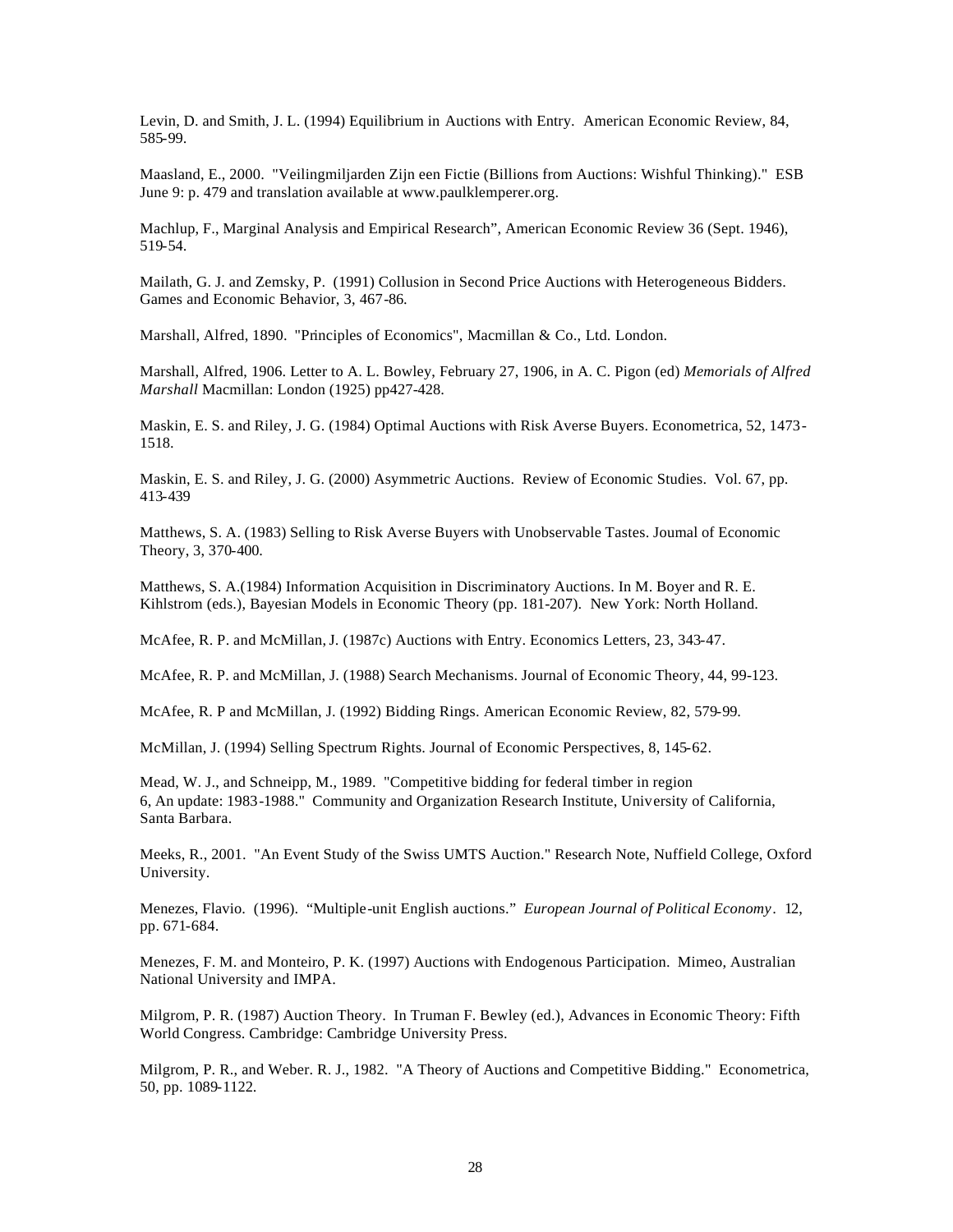Levin, D. and Smith, J. L. (1994) Equilibrium in Auctions with Entry. American Economic Review, 84, 585-99.

Maasland, E., 2000. "Veilingmiljarden Zijn een Fictie (Billions from Auctions: Wishful Thinking)." ESB June 9: p. 479 and translation available at www.paulklemperer.org.

Machlup, F., Marginal Analysis and Empirical Research", American Economic Review 36 (Sept. 1946), 519-54.

Mailath, G. J. and Zemsky, P. (1991) Collusion in Second Price Auctions with Heterogeneous Bidders. Games and Economic Behavior, 3, 467-86.

Marshall, Alfred, 1890. "Principles of Economics", Macmillan & Co., Ltd. London.

Marshall, Alfred, 1906. Letter to A. L. Bowley, February 27, 1906, in A. C. Pigon (ed) *Memorials of Alfred Marshall* Macmillan: London (1925) pp427-428.

Maskin, E. S. and Riley, J. G. (1984) Optimal Auctions with Risk Averse Buyers. Econometrica, 52, 1473-1518.

Maskin, E. S. and Riley, J. G. (2000) Asymmetric Auctions. Review of Economic Studies. Vol. 67, pp. 413-439

Matthews, S. A. (1983) Selling to Risk Averse Buyers with Unobservable Tastes. Joumal of Economic Theory, 3, 370-400.

Matthews, S. A.(1984) Information Acquisition in Discriminatory Auctions. In M. Boyer and R. E. Kihlstrom (eds.), Bayesian Models in Economic Theory (pp. 181-207). New York: North Holland.

McAfee, R. P. and McMillan, J. (1987c) Auctions with Entry. Economics Letters, 23, 343-47.

McAfee, R. P. and McMillan, J. (1988) Search Mechanisms. Journal of Economic Theory, 44, 99-123.

McAfee, R. P and McMillan, J. (1992) Bidding Rings. American Economic Review, 82, 579-99.

McMillan, J. (1994) Selling Spectrum Rights. Journal of Economic Perspectives, 8, 145-62.

Mead, W. J., and Schneipp, M., 1989. "Competitive bidding for federal timber in region 6, An update: 1983-1988." Community and Organization Research Institute, University of California, Santa Barbara.

Meeks, R., 2001. "An Event Study of the Swiss UMTS Auction." Research Note, Nuffield College, Oxford University.

Menezes, Flavio. (1996). "Multiple-unit English auctions." *European Journal of Political Economy*. 12, pp. 671-684.

Menezes, F. M. and Monteiro, P. K. (1997) Auctions with Endogenous Participation. Mimeo, Australian National University and IMPA.

Milgrom, P. R. (1987) Auction Theory. In Truman F. Bewley (ed.), Advances in Economic Theory: Fifth World Congress. Cambridge: Cambridge University Press.

Milgrom, P. R., and Weber. R. J., 1982. "A Theory of Auctions and Competitive Bidding." Econometrica, 50, pp. 1089-1122.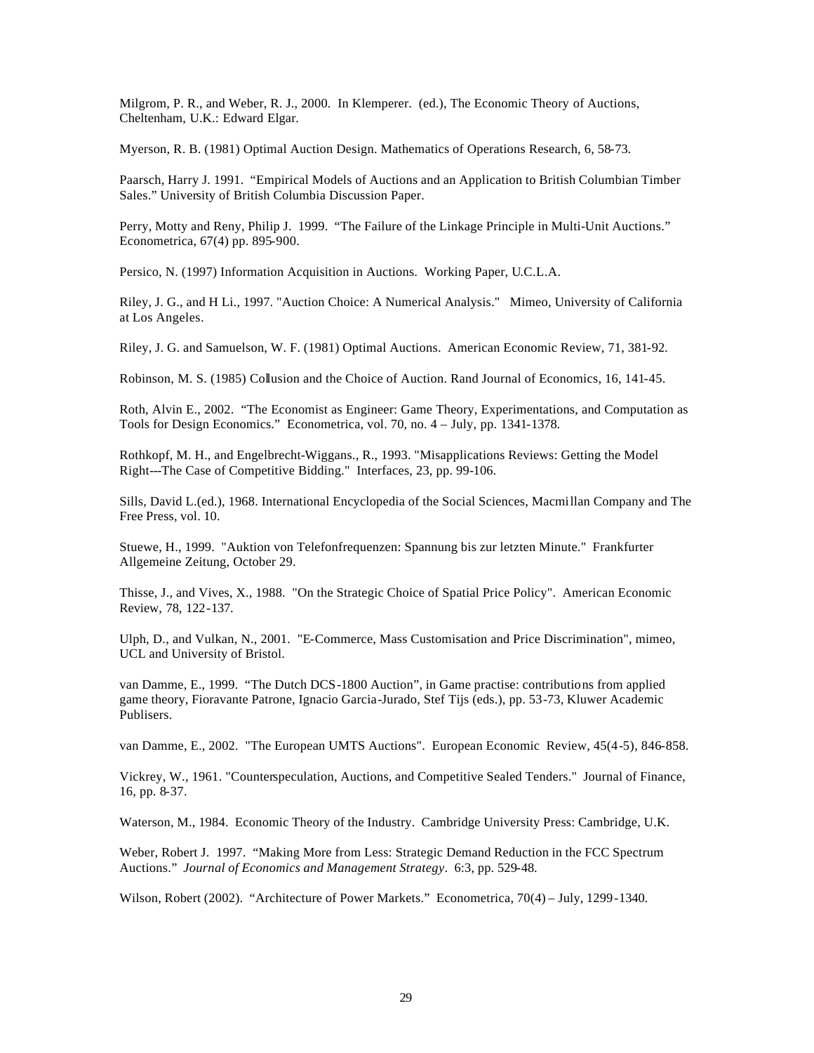Milgrom, P. R., and Weber, R. J., 2000. In Klemperer. (ed.), The Economic Theory of Auctions, Cheltenham, U.K.: Edward Elgar.

Myerson, R. B. (1981) Optimal Auction Design. Mathematics of Operations Research, 6, 58-73.

Paarsch, Harry J. 1991. "Empirical Models of Auctions and an Application to British Columbian Timber Sales." University of British Columbia Discussion Paper.

Perry, Motty and Reny, Philip J. 1999. "The Failure of the Linkage Principle in Multi-Unit Auctions." Econometrica, 67(4) pp. 895-900.

Persico, N. (1997) Information Acquisition in Auctions. Working Paper, U.C.L.A.

Riley, J. G., and H Li., 1997. "Auction Choice: A Numerical Analysis." Mimeo, University of California at Los Angeles.

Riley, J. G. and Samuelson, W. F. (1981) Optimal Auctions. American Economic Review, 71, 381-92.

Robinson, M. S. (1985) Collusion and the Choice of Auction. Rand Journal of Economics, 16, 141-45.

Roth, Alvin E., 2002. "The Economist as Engineer: Game Theory, Experimentations, and Computation as Tools for Design Economics." Econometrica, vol. 70, no. 4 – July, pp. 1341-1378.

Rothkopf, M. H., and Engelbrecht-Wiggans., R., 1993. "Misapplications Reviews: Getting the Model Right---The Case of Competitive Bidding." Interfaces, 23, pp. 99-106.

Sills, David L.(ed.), 1968. International Encyclopedia of the Social Sciences, Macmillan Company and The Free Press, vol. 10.

Stuewe, H., 1999. "Auktion von Telefonfrequenzen: Spannung bis zur letzten Minute." Frankfurter Allgemeine Zeitung, October 29.

Thisse, J., and Vives, X., 1988. "On the Strategic Choice of Spatial Price Policy". American Economic Review, 78, 122-137.

Ulph, D., and Vulkan, N., 2001. "E-Commerce, Mass Customisation and Price Discrimination", mimeo, UCL and University of Bristol.

van Damme, E., 1999. "The Dutch DCS-1800 Auction", in Game practise: contributions from applied game theory, Fioravante Patrone, Ignacio Garcia-Jurado, Stef Tijs (eds.), pp. 53-73, Kluwer Academic Publisers.

van Damme, E., 2002. "The European UMTS Auctions". European Economic Review, 45(4-5), 846-858.

Vickrey, W., 1961. "Counterspeculation, Auctions, and Competitive Sealed Tenders." Journal of Finance, 16, pp. 8-37.

Waterson, M., 1984. Economic Theory of the Industry. Cambridge University Press: Cambridge, U.K.

Weber, Robert J. 1997. "Making More from Less: Strategic Demand Reduction in the FCC Spectrum Auctions." *Journal of Economics and Management Strategy*. 6:3, pp. 529-48.

Wilson, Robert (2002). "Architecture of Power Markets." Econometrica, 70(4) – July, 1299-1340.